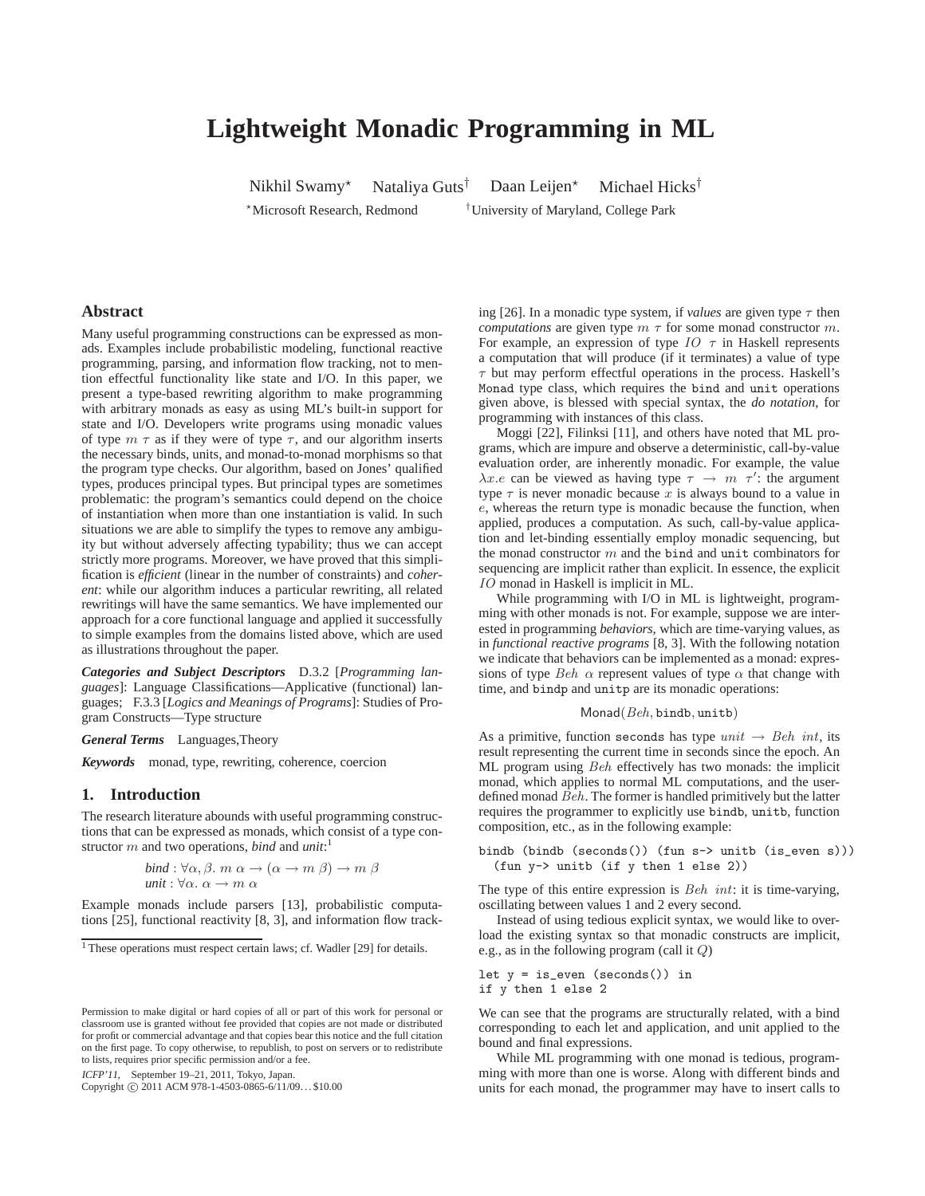# Lightweight Monadic Programming in ML

Nikhil Swamy[⋆] Nataliya Guts[†] Daan Leijen[⋆] Michael Hicks[†]

[⋆]Microsoft Research, Redmond [†]University of Maryland, College Park

## Abstract

Many useful programming constructions can be expressed as monads. Examples include probabilistic modeling, functional reactive programming, parsing, and information flow tracking, not to mention effectful functionality like state and I/O. In this paper, we present a type-based rewriting algorithm to make programming with arbitrary monads as easy as using ML's built-in support for state and I/O. Developers write programs using monadic values of type $m\ \tau$ as if they were of type $\tau$, and our algorithm inserts the necessary binds, units, and monad-to-monad morphisms so that the program type checks. Our algorithm, based on Jones' qualified types, produces principal types. But principal types are sometimes problematic: the program's semantics could depend on the choice of instantiation when more than one instantiation is valid. In such situations we are able to simplify the types to remove any ambiguity but without adversely affecting typability; thus we can accept strictly more programs. Moreover, we have proved that this simplification is *efficient* (linear in the number of constraints) and *coherent*: while our algorithm induces a particular rewriting, all related rewritings will have the same semantics. We have implemented our approach for a core functional language and applied it successfully to simple examples from the domains listed above, which are used as illustrations throughout the paper.

***Categories and Subject Descriptors*** D.3.2 [*Programming languages*]: Language Classifications—Applicative (functional) languages; F.3.3 [*Logics and Meanings of Programs*]: Studies of Program Constructs—Type structure

***General Terms*** Languages,Theory

***Keywords*** monad, type, rewriting, coherence, coercion

## 1. Introduction

The research literature abounds with useful programming constructions that can be expressed as monads, which consist of a type constructor $m$ and two operations, *bind* and *unit*:[1]

$$bind : \forall\alpha,\beta.\ m\ \alpha \rightarrow (\alpha \rightarrow m\ \beta) \rightarrow m\ \beta$$
$$unit : \forall\alpha.\ \alpha \rightarrow m\ \alpha$$

Example monads include parsers [13], probabilistic computations [25], functional reactivity [8, 3], and information flow tracking [26]. In a monadic type system, if *values* are given type $\tau$ then *computations* are given type $m\ \tau$ for some monad constructor $m$. For example, an expression of type $IO\ \tau$ in Haskell represents a computation that will produce (if it terminates) a value of type $\tau$ but may perform effectful operations in the process. Haskell's `Monad` type class, which requires the `bind` and `unit` operations given above, is blessed with special syntax, the *do notation*, for programming with instances of this class.

Moggi [22], Filinksi [11], and others have noted that ML programs, which are impure and observe a deterministic, call-by-value evaluation order, are inherently monadic. For example, the value $\lambda x.e$ can be viewed as having type $\tau \rightarrow m\ \tau'$: the argument type $\tau$ is never monadic because $x$ is always bound to a value in $e$, whereas the return type is monadic because the function, when applied, produces a computation. As such, call-by-value application and let-binding essentially employ monadic sequencing, but the monad constructor $m$ and the `bind` and `unit` combinators for sequencing are implicit rather than explicit. In essence, the explicit $IO$ monad in Haskell is implicit in ML.

While programming with I/O in ML is lightweight, programming with other monads is not. For example, suppose we are interested in programming *behaviors*, which are time-varying values, as in *functional reactive programs* [8, 3]. With the following notation we indicate that behaviors can be implemented as a monad: expressions of type $Beh\ \alpha$ represent values of type $\alpha$ that change with time, and `bindp` and `unitp` are its monadic operations:

$$\mathsf{Monad}(Beh, \texttt{bindb}, \texttt{unitb})$$

As a primitive, function `seconds` has type $unit \rightarrow Beh\ int$, its result representing the current time in seconds since the epoch. An ML program using $Beh$ effectively has two monads: the implicit monad, which applies to normal ML computations, and the user-defined monad $Beh$. The former is handled primitively but the latter requires the programmer to explicitly use `bindb`, `unitb`, function composition, etc., as in the following example:

```
bindb (bindb (seconds()) (fun s-> unitb (is_even s)))
  (fun y-> unitb (if y then 1 else 2))
```

The type of this entire expression is $Beh\ int$: it is time-varying, oscillating between values 1 and 2 every second.

Instead of using tedious explicit syntax, we would like to overload the existing syntax so that monadic constructs are implicit, e.g., as in the following program (call it $Q$)

```
let y = is_even (seconds()) in
if y then 1 else 2
```

We can see that the programs are structurally related, with a bind corresponding to each let and application, and unit applied to the bound and final expressions.

While ML programming with one monad is tedious, programming with more than one is worse. Along with different binds and units for each monad, the programmer may have to insert calls to

[1] These operations must respect certain laws; cf. Wadler [29] for details.

Permission to make digital or hard copies of all or part of this work for personal or classroom use is granted without fee provided that copies are not made or distributed for profit or commercial advantage and that copies bear this notice and the full citation on the first page. To copy otherwise, to republish, to post on servers or to redistribute to lists, requires prior specific permission and/or a fee.

ICFP'11, September 19–21, 2011, Tokyo, Japan.
Copyright © 2011 ACM 978-1-4503-0865-6/11/09...$10.00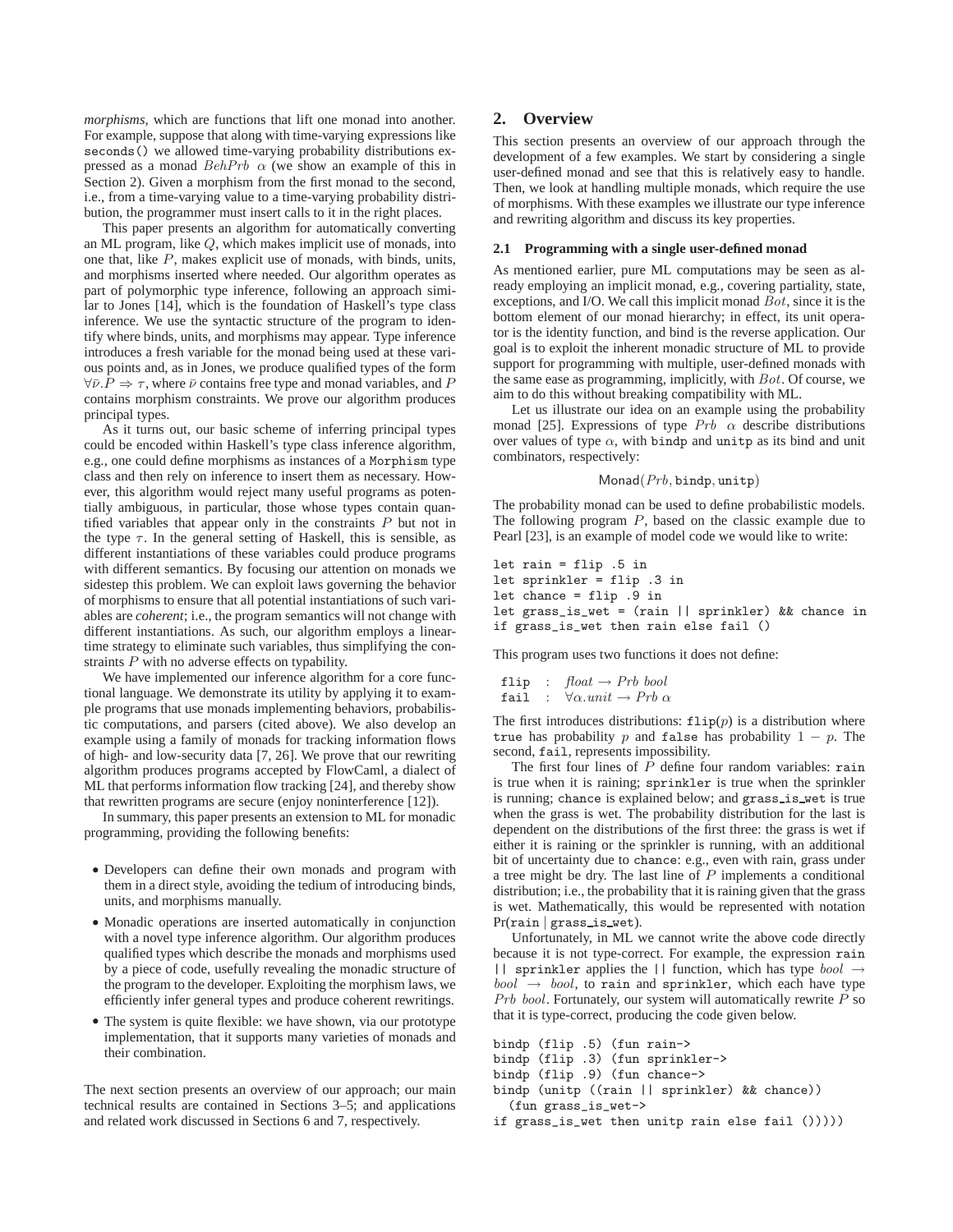*morphisms*, which are functions that lift one monad into another. For example, suppose that along with time-varying expressions like `seconds()` we allowed time-varying probability distributions expressed as a monad $BehPrb\ \alpha$ (we show an example of this in Section 2). Given a morphism from the first monad to the second, i.e., from a time-varying value to a time-varying probability distribution, the programmer must insert calls to it in the right places.

This paper presents an algorithm for automatically converting an ML program, like $Q$, which makes implicit use of monads, into one that, like $P$, makes explicit use of monads, with binds, units, and morphisms inserted where needed. Our algorithm operates as part of polymorphic type inference, following an approach similar to Jones [14], which is the foundation of Haskell's type class inference. We use the syntactic structure of the program to identify where binds, units, and morphisms may appear. Type inference introduces a fresh variable for the monad being used at these various points and, as in Jones, we produce qualified types of the form $\forall \bar{\nu}.P \Rightarrow \tau$, where $\bar{\nu}$ contains free type and monad variables, and $P$ contains morphism constraints. We prove our algorithm produces principal types.

As it turns out, our basic scheme of inferring principal types could be encoded within Haskell's type class inference algorithm, e.g., one could define morphisms as instances of a `Morphism` type class and then rely on inference to insert them as necessary. However, this algorithm would reject many useful programs as potentially ambiguous, in particular, those whose types contain quantified variables that appear only in the constraints $P$ but not in the type $\tau$. In the general setting of Haskell, this is sensible, as different instantiations of these variables could produce programs with different semantics. By focusing our attention on monads we sidestep this problem. We can exploit laws governing the behavior of morphisms to ensure that all potential instantiations of such variables are *coherent*; i.e., the program semantics will not change with different instantiations. As such, our algorithm employs a linear-time strategy to eliminate such variables, thus simplifying the constraints $P$ with no adverse effects on typability.

We have implemented our inference algorithm for a core functional language. We demonstrate its utility by applying it to example programs that use monads implementing behaviors, probabilistic computations, and parsers (cited above). We also develop an example using a family of monads for tracking information flows of high- and low-security data [7, 26]. We prove that our rewriting algorithm produces programs accepted by FlowCaml, a dialect of ML that performs information flow tracking [24], and thereby show that rewritten programs are secure (enjoy noninterference [12]).

In summary, this paper presents an extension to ML for monadic programming, providing the following benefits:

- Developers can define their own monads and program with them in a direct style, avoiding the tedium of introducing binds, units, and morphisms manually.
- Monadic operations are inserted automatically in conjunction with a novel type inference algorithm. Our algorithm produces qualified types which describe the monads and morphisms used by a piece of code, usefully revealing the monadic structure of the program to the developer. Exploiting the morphism laws, we efficiently infer general types and produce coherent rewritings.
- The system is quite flexible: we have shown, via our prototype implementation, that it supports many varieties of monads and their combination.

The next section presents an overview of our approach; our main technical results are contained in Sections 3–5; and applications and related work discussed in Sections 6 and 7, respectively.

## 2. Overview

This section presents an overview of our approach through the development of a few examples. We start by considering a single user-defined monad and see that this is relatively easy to handle. Then, we look at handling multiple monads, which require the use of morphisms. With these examples we illustrate our type inference and rewriting algorithm and discuss its key properties.

### 2.1 Programming with a single user-defined monad

As mentioned earlier, pure ML computations may be seen as already employing an implicit monad, e.g., covering partiality, state, exceptions, and I/O. We call this implicit monad $Bot$, since it is the bottom element of our monad hierarchy; in effect, its unit operator is the identity function, and bind is the reverse application. Our goal is to exploit the inherent monadic structure of ML to provide support for programming with multiple, user-defined monads with the same ease as programming, implicitly, with $Bot$. Of course, we aim to do this without breaking compatibility with ML.

Let us illustrate our idea on an example using the probability monad [25]. Expressions of type $Prb\ \ \alpha$ describe distributions over values of type $\alpha$, with `bindp` and `unitp` as its bind and unit combinators, respectively:

$$\mathsf{Monad}(Prb, \texttt{bindp}, \texttt{unitp})$$

The probability monad can be used to define probabilistic models. The following program $P$, based on the classic example due to Pearl [23], is an example of model code we would like to write:

```
let rain = flip .5 in
let sprinkler = flip .3 in
let chance = flip .9 in
let grass_is_wet = (rain || sprinkler) && chance in
if grass_is_wet then rain else fail ()
```

This program uses two functions it does not define:

$$\begin{array}{lcl} \texttt{flip} & : & \mathit{float} \rightarrow Prb\ \mathit{bool} \\ \texttt{fail} & : & \forall \alpha.\mathit{unit} \rightarrow Prb\ \alpha \end{array}$$

The first introduces distributions: $\texttt{flip}(p)$ is a distribution where `true` has probability $p$ and `false` has probability $1 - p$. The second, `fail`, represents impossibility.

The first four lines of $P$ define four random variables: `rain` is true when it is raining; `sprinkler` is true when the sprinkler is running; `chance` is explained below; and `grass_is_wet` is true when the grass is wet. The probability distribution for the last is dependent on the distributions of the first three: the grass is wet if either it is raining or the sprinkler is running, with an additional bit of uncertainty due to `chance`: e.g., even with rain, grass under a tree might be dry. The last line of $P$ implements a conditional distribution; i.e., the probability that it is raining given that the grass is wet. Mathematically, this would be represented with notation $\Pr(\texttt{rain} \mid \texttt{grass\_is\_wet})$.

Unfortunately, in ML we cannot write the above code directly because it is not type-correct. For example, the expression `rain || sprinkler` applies the `||` function, which has type $bool \rightarrow bool \rightarrow bool$, to `rain` and `sprinkler`, which each have type $Prb\ bool$. Fortunately, our system will automatically rewrite $P$ so that it is type-correct, producing the code given below.

```
bindp (flip .5) (fun rain->
bindp (flip .3) (fun sprinkler->
bindp (flip .9) (fun chance->
bindp (unitp ((rain || sprinkler) && chance))
  (fun grass_is_wet->
if grass_is_wet then unitp rain else fail ())))))
```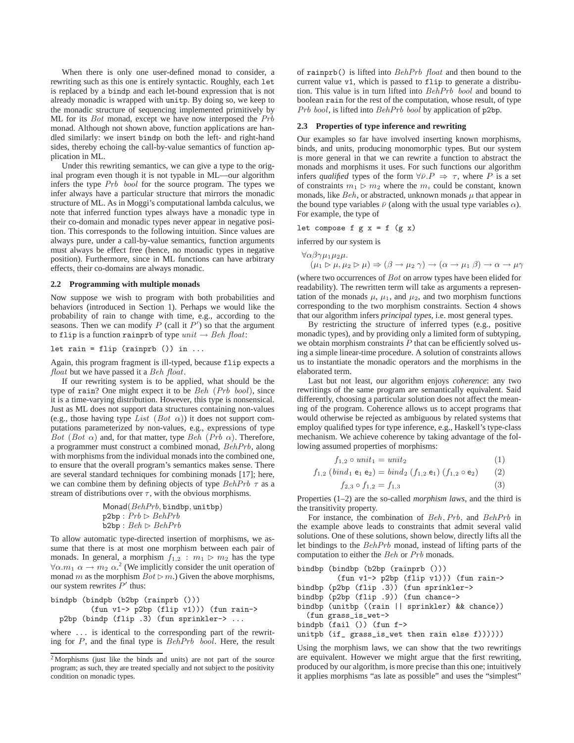When there is only one user-defined monad to consider, a rewriting such as this one is entirely syntactic. Roughly, each `let` is replaced by a `bindp` and each let-bound expression that is not already monadic is wrapped with `unitp`. By doing so, we keep to the monadic structure of sequencing implemented primitively by ML for its $Bot$ monad, except we have now interposed the $Prb$ monad. Although not shown above, function applications are handled similarly: we insert `bindp` on both the left- and right-hand sides, thereby echoing the call-by-value semantics of function application in ML.

Under this rewriting semantics, we can give a type to the original program even though it is not typable in ML—our algorithm infers the type $Prb\ \ bool$ for the source program. The types we infer always have a particular structure that mirrors the monadic structure of ML. As in Moggi's computational lambda calculus, we note that inferred function types always have a monadic type in their co-domain and monadic types never appear in negative position. This corresponds to the following intuition. Since values are always pure, under a call-by-value semantics, function arguments must always be effect free (hence, no monadic types in negative position). Furthermore, since in ML functions can have arbitrary effects, their co-domains are always monadic.

### 2.2 Programming with multiple monads

Now suppose we wish to program with both probabilities and behaviors (introduced in Section 1). Perhaps we would like the probability of rain to change with time, e.g., according to the seasons. Then we can modify $P$ (call it $P'$) so that the argument to `flip` is a function `rainprb` of type $unit \rightarrow Beh\ float$:

```
let rain = flip (rainprb ()) in ...
```

Again, this program fragment is ill-typed, because `flip` expects a $float$ but we have passed it a $Beh\ float$.

If our rewriting system is to be applied, what should be the type of `rain`? One might expect it to be $Beh\ (Prb\ bool)$, since it is a time-varying distribution. However, this type is nonsensical. Just as ML does not support data structures containing non-values (e.g., those having type $List\ (Bot\ \alpha)$) it does not support computations parameterized by non-values, e.g., expressions of type $Bot\ (Bot\ \alpha)$ and, for that matter, type $Beh\ (Prb\ \alpha)$. Therefore, a programmer must construct a combined monad, $BehPrb$, along with morphisms from the individual monads into the combined one, to ensure that the overall program's semantics makes sense. There are several standard techniques for combining monads [17]; here, we can combine them by defining objects of type $BehPrb\ \tau$ as a stream of distributions over $\tau$, with the obvious morphisms.

$$\mathsf{Monad}(BehPrb, \mathtt{bindbp}, \mathtt{unitbp})$$
$$\mathtt{p2bp} : Prb \rhd BehPrb$$
$$\mathtt{b2bp} : Beh \rhd BehPrb$$

To allow automatic type-directed insertion of morphisms, we assume that there is at most one morphism between each pair of monads. In general, a morphism $f_{1,2} : m_1 \rhd m_2$ has the type $\forall \alpha.m_1\ \alpha \rightarrow m_2\ \alpha$.[2] (We implicitly consider the unit operation of monad $m$ as the morphism $Bot \rhd m$.) Given the above morphisms, our system rewrites $P'$ thus:

```
bindpb (bindpb (b2bp (rainprb ()))
         (fun v1-> p2bp (flip v1))) (fun rain->
  p2bp (bindp (flip .3) (fun sprinkler-> ...
```

where `...` is identical to the corresponding part of the rewriting for $P$, and the final type is $BehPrb\ \ bool$. Here, the result of `rainprb()` is lifted into $BehPrb\ float$ and then bound to the current value `v1`, which is passed to `flip` to generate a distribution. This value is in turn lifted into $BehPrb\ \ bool$ and bound to boolean `rain` for the rest of the computation, whose result, of type $Prb\ bool$, is lifted into $BehPrb\ bool$ by application of `p2bp`.

[2] Morphisms (just like the binds and units) are not part of the source program; as such, they are treated specially and not subject to the positivity condition on monadic types.

### 2.3 Properties of type inference and rewriting

Our examples so far have involved inserting known morphisms, binds, and units, producing monomorphic types. But our system is more general in that we can rewrite a function to abstract the monads and morphisms it uses. For such functions our algorithm infers *qualified* types of the form $\forall \bar{\nu}.P \Rightarrow \tau$, where $P$ is a set of constraints $m_1 \rhd m_2$ where the $m_i$ could be constant, known monads, like $Beh$, or abstracted, unknown monads $\mu$ that appear in the bound type variables $\bar{\nu}$ (along with the usual type variables $\alpha$). For example, the type of

```
let compose f g x = f (g x)
```

inferred by our system is

$$\forall \alpha\beta\gamma\mu_1\mu_2\mu.$$
$$(\mu_1 \rhd \mu, \mu_2 \rhd \mu) \Rightarrow (\beta \rightarrow \mu_2\ \gamma) \rightarrow (\alpha \rightarrow \mu_1\ \beta) \rightarrow \alpha \rightarrow \mu\gamma$$

(where two occurrences of $Bot$ on arrow types have been elided for readability). The rewritten term will take as arguments a representation of the monads $\mu$, $\mu_1$, and $\mu_2$, and two morphism functions corresponding to the two morphism constraints. Section 4 shows that our algorithm infers *principal types*, i.e. most general types.

By restricting the structure of inferred types (e.g., positive monadic types), and by providing only a limited form of subtyping, we obtain morphism constraints $P$ that can be efficiently solved using a simple linear-time procedure. A solution of constraints allows us to instantiate the monadic operators and the morphisms in the elaborated term.

Last but not least, our algorithm enjoys *coherence*: any two rewritings of the same program are semantically equivalent. Said differently, choosing a particular solution does not affect the meaning of the program. Coherence allows us to accept programs that would otherwise be rejected as ambiguous by related systems that employ qualified types for type inference, e.g., Haskell's type-class mechanism. We achieve coherence by taking advantage of the following assumed properties of morphisms:

$$f_{1,2} \circ unit_1 = unit_2 \tag{1}$$

$$f_{1,2}\ (bind_1\ \mathsf{e}_1\ \mathsf{e}_2) = bind_2\ (f_{1,2}\ \mathsf{e}_1)\ (f_{1,2} \circ \mathsf{e}_2) \tag{2}$$

$$f_{2,3} \circ f_{1,2} = f_{1,3} \tag{3}$$

Properties (1–2) are the so-called *morphism laws*, and the third is the transitivity property.

For instance, the combination of $Beh$, $Prb$, and $BehPrb$ in the example above leads to constraints that admit several valid solutions. One of these solutions, shown below, directly lifts all the let bindings to the $BehPrb$ monad, instead of lifting parts of the computation to either the $Beh$ or $Prb$ monads.

```
bindbp (bindbp (b2bp (rainprb ()))
         (fun v1-> p2bp (flip v1))) (fun rain->
bindbp (p2bp (flip .3)) (fun sprinkler->
bindbp (p2bp (flip .9)) (fun chance->
bindbp (unitbp ((rain || sprinkler) && chance))
  (fun grass_is_wet->
bindpb (fail ()) (fun f->
unitpb (if_ grass_is_wet then rain else f))))))
```

Using the morphism laws, we can show that the two rewritings are equivalent. However we might argue that the first rewriting, produced by our algorithm, is more precise than this one; intuitively it applies morphisms "as late as possible" and uses the "simplest"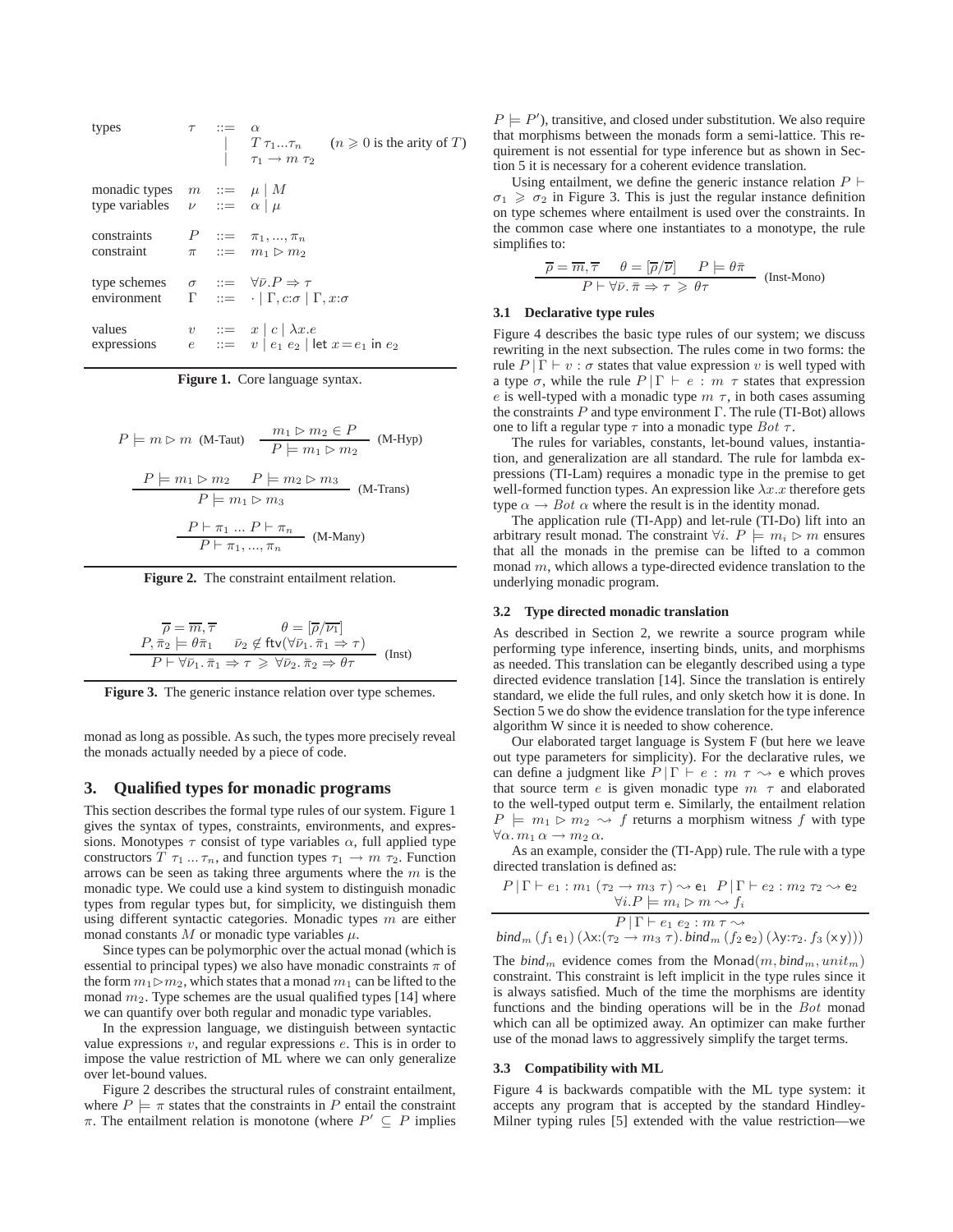$$
\begin{array}{llcl}
\text{types} & \tau & ::= & \alpha \\
 & & | & T\ \tau_1 ... \tau_n \qquad (n \geqslant 0 \text{ is the arity of } T) \\
 & & | & \tau_1 \rightarrow m\ \tau_2 \\
\\
\text{monadic types} & m & ::= & \mu \mid M \\
\text{type variables} & \nu & ::= & \alpha \mid \mu \\
\\
\text{constraints} & P & ::= & \pi_1, ..., \pi_n \\
\text{constraint} & \pi & ::= & m_1 \rhd m_2 \\
\\
\text{type schemes} & \sigma & ::= & \forall \bar{\nu}. P \Rightarrow \tau \\
\text{environment} & \Gamma & ::= & \cdot \mid \Gamma, c{:}\sigma \mid \Gamma, x{:}\sigma \\
\\
\text{values} & v & ::= & x \mid c \mid \lambda x.e \\
\text{expressions} & e & ::= & v \mid e_1\ e_2 \mid \mathsf{let}\ x = e_1\ \mathsf{in}\ e_2
\end{array}
$$

**Figure 1.** Core language syntax.

$$
P \models m \rhd m \ \text{(M-Taut)} \qquad \frac{m_1 \rhd m_2 \in P}{P \models m_1 \rhd m_2} \ \text{(M-Hyp)}
$$

$$
\frac{P \models m_1 \rhd m_2 \quad P \models m_2 \rhd m_3}{P \models m_1 \rhd m_3} \ \text{(M-Trans)}
$$

$$
\frac{P \vdash \pi_1 \ ... \ P \vdash \pi_n}{P \vdash \pi_1, ..., \pi_n} \ \text{(M-Many)}
$$

**Figure 2.** The constraint entailment relation.

$$
\frac{\begin{array}{cc} \overline{\rho} = \overline{m}, \overline{\tau} & \theta = [\overline{\rho}/\overline{\nu_1}] \\ P, \bar{\pi}_2 \models \theta \bar{\pi}_1 & \bar{\nu}_2 \notin \mathsf{ftv}(\forall \bar{\nu}_1. \bar{\pi}_1 \Rightarrow \tau) \end{array}}{P \vdash \forall \bar{\nu}_1. \bar{\pi}_1 \Rightarrow \tau \geqslant \forall \bar{\nu}_2. \bar{\pi}_2 \Rightarrow \theta \tau} \ \text{(Inst)}
$$

**Figure 3.** The generic instance relation over type schemes.

monad as long as possible. As such, the types more precisely reveal the monads actually needed by a piece of code.

## 3. Qualified types for monadic programs

This section describes the formal type rules of our system. Figure 1 gives the syntax of types, constraints, environments, and expressions. Monotypes $\tau$ consist of type variables $\alpha$, full applied type constructors $T\ \tau_1 ... \tau_n$, and function types $\tau_1 \rightarrow m\ \tau_2$. Function arrows can be seen as taking three arguments where the $m$ is the monadic type. We could use a kind system to distinguish monadic types from regular types but, for simplicity, we distinguish them using different syntactic categories. Monadic types $m$ are either monad constants $M$ or monadic type variables $\mu$.

Since types can be polymorphic over the actual monad (which is essential to principal types) we also have monadic constraints $\pi$ of the form $m_1 \rhd m_2$, which states that a monad $m_1$ can be lifted to the monad $m_2$. Type schemes are the usual qualified types [14] where we can quantify over both regular and monadic type variables.

In the expression language, we distinguish between syntactic value expressions $v$, and regular expressions $e$. This is in order to impose the value restriction of ML where we can only generalize over let-bound values.

Figure 2 describes the structural rules of constraint entailment, where $P \models \pi$ states that the constraints in $P$ entail the constraint $\pi$. The entailment relation is monotone (where $P' \subseteq P$ implies $P \models P'$), transitive, and closed under substitution. We also require that morphisms between the monads form a semi-lattice. This requirement is not essential for type inference but as shown in Section 5 it is necessary for a coherent evidence translation.

Using entailment, we define the generic instance relation $P \vdash \sigma_1 \geqslant \sigma_2$ in Figure 3. This is just the regular instance definition on type schemes where entailment is used over the constraints. In the common case where one instantiates to a monotype, the rule simplifies to:

$$
\frac{\overline{\rho} = \overline{m}, \overline{\tau} \quad \theta = [\overline{\rho}/\overline{\nu}] \quad P \models \theta \bar{\pi}}{P \vdash \forall \bar{\nu}. \bar{\pi} \Rightarrow \tau \geqslant \theta \tau} \ \text{(Inst-Mono)}
$$

### 3.1 Declarative type rules

Figure 4 describes the basic type rules of our system; we discuss rewriting in the next subsection. The rules come in two forms: the rule $P \mid \Gamma \vdash v : \sigma$ states that value expression $v$ is well typed with a type $\sigma$, while the rule $P \mid \Gamma \vdash e : m\ \tau$ states that expression $e$ is well-typed with a monadic type $m\ \tau$, in both cases assuming the constraints $P$ and type environment $\Gamma$. The rule (TI-Bot) allows one to lift a regular type $\tau$ into a monadic type $Bot\ \tau$.

The rules for variables, constants, let-bound values, instantiation, and generalization are all standard. The rule for lambda expressions (TI-Lam) requires a monadic type in the premise to get well-formed function types. An expression like $\lambda x.x$ therefore gets type $\alpha \rightarrow Bot\ \alpha$ where the result is in the identity monad.

The application rule (TI-App) and let-rule (TI-Do) lift into an arbitrary result monad. The constraint $\forall i.\ P \models m_i \rhd m$ ensures that all the monads in the premise can be lifted to a common monad $m$, which allows a type-directed evidence translation to the underlying monadic program.

### 3.2 Type directed monadic translation

As described in Section 2, we rewrite a source program while performing type inference, inserting binds, units, and morphisms as needed. This translation can be elegantly described using a type directed evidence translation [14]. Since the translation is entirely standard, we elide the full rules, and only sketch how it is done. In Section 5 we do show the evidence translation for the type inference algorithm W since it is needed to show coherence.

Our elaborated target language is System F (but here we leave out type parameters for simplicity). For the declarative rules, we can define a judgment like $P \mid \Gamma \vdash e : m\ \tau \rightsquigarrow \mathsf{e}$ which proves that source term $e$ is given monadic type $m\ \tau$ and elaborated to the well-typed output term $\mathsf{e}$. Similarly, the entailment relation $P \models m_1 \rhd m_2 \rightsquigarrow f$ returns a morphism witness $f$ with type $\forall \alpha.\, m_1\, \alpha \rightarrow m_2\, \alpha$.

As an example, consider the (TI-App) rule. The rule with a type directed translation is defined as:

$$
\frac{\begin{array}{c} P \mid \Gamma \vdash e_1 : m_1\ (\tau_2 \rightarrow m_3\ \tau) \rightsquigarrow \mathsf{e}_1 \quad P \mid \Gamma \vdash e_2 : m_2\ \tau_2 \rightsquigarrow \mathsf{e}_2 \\ \forall i. P \models m_i \rhd m \rightsquigarrow f_i \end{array}}{\begin{array}{c} P \mid \Gamma \vdash e_1\ e_2 : m\ \tau \rightsquigarrow \\ \mathit{bind}_m\ (f_1\ \mathsf{e}_1)\ (\lambda \mathsf{x}{:}(\tau_2 \rightarrow m_3\ \tau).\ \mathit{bind}_m\ (f_2\ \mathsf{e}_2)\ (\lambda \mathsf{y}{:}\tau_2.\ f_3\ (\mathsf{x}\, \mathsf{y}))) \end{array}}
$$

The $\mathit{bind}_m$ evidence comes from the $\mathsf{Monad}(m, \mathit{bind}_m, \mathit{unit}_m)$ constraint. This constraint is left implicit in the type rules since it is always satisfied. Much of the time the morphisms are identity functions and the binding operations will be in the $Bot$ monad which can all be optimized away. An optimizer can make further use of the monad laws to aggressively simplify the target terms.

### 3.3 Compatibility with ML

Figure 4 is backwards compatible with the ML type system: it accepts any program that is accepted by the standard Hindley-Milner typing rules [5] extended with the value restriction—we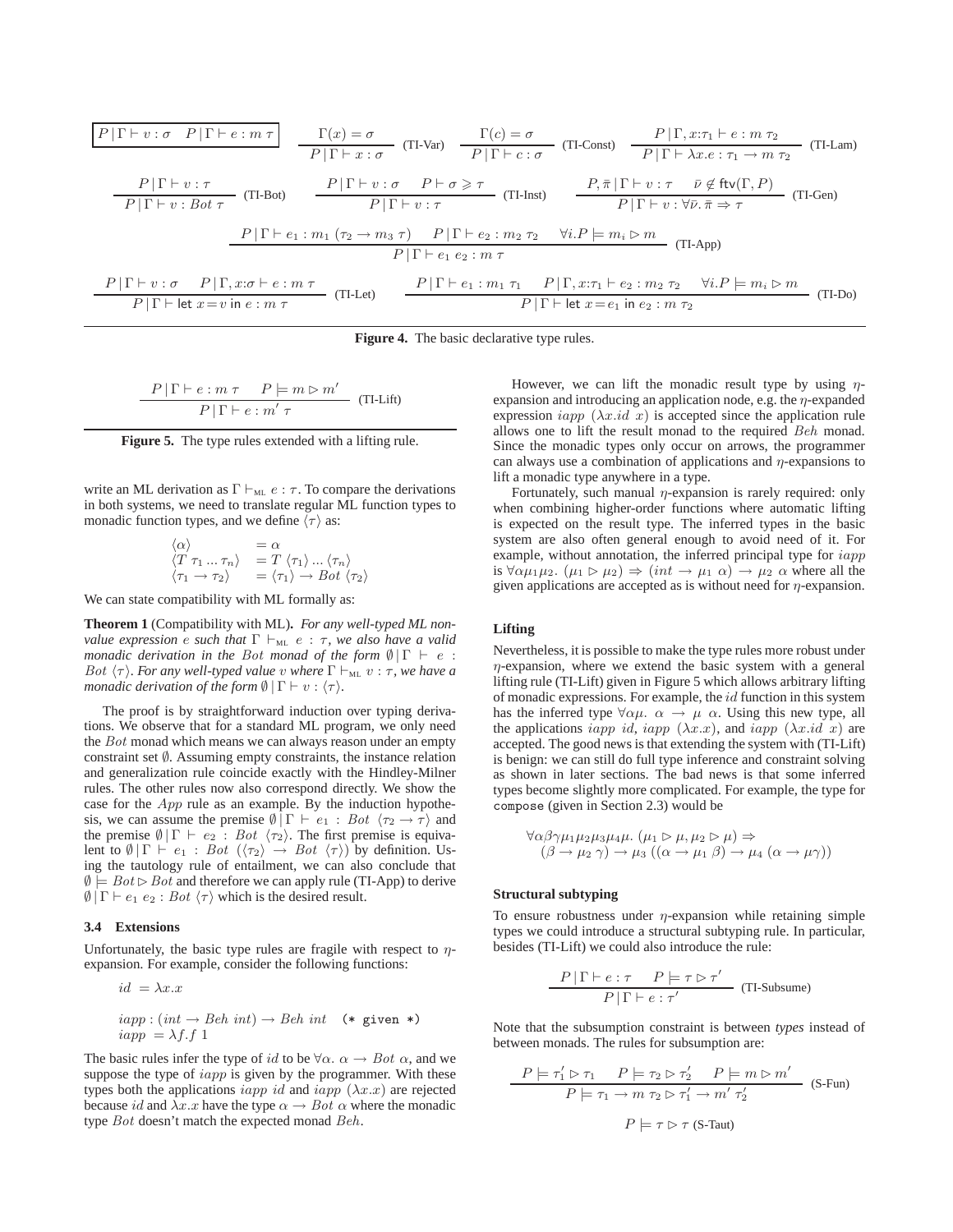$$\boxed{P \mid \Gamma \vdash v : \sigma \quad P \mid \Gamma \vdash e : m\ \tau} \qquad \frac{\Gamma(x) = \sigma}{P \mid \Gamma \vdash x : \sigma}\ \text{(TI-Var)} \qquad \frac{\Gamma(c) = \sigma}{P \mid \Gamma \vdash c : \sigma}\ \text{(TI-Const)} \qquad \frac{P \mid \Gamma, x{:}\tau_1 \vdash e : m\ \tau_2}{P \mid \Gamma \vdash \lambda x.e : \tau_1 \to m\ \tau_2}\ \text{(TI-Lam)}$$

$$\frac{P \mid \Gamma \vdash v : \tau}{P \mid \Gamma \vdash v : Bot\ \tau}\ \text{(TI-Bot)} \qquad \frac{P \mid \Gamma \vdash v : \sigma \quad P \vdash \sigma \geqslant \tau}{P \mid \Gamma \vdash v : \tau}\ \text{(TI-Inst)} \qquad \frac{P, \bar{\pi} \mid \Gamma \vdash v : \tau \quad \bar{\nu} \notin \mathsf{ftv}(\Gamma, P)}{P \mid \Gamma \vdash v : \forall \bar{\nu}.\ \bar{\pi} \Rightarrow \tau}\ \text{(TI-Gen)}$$

$$\frac{P \mid \Gamma \vdash e_1 : m_1\ (\tau_2 \to m_3\ \tau) \quad P \mid \Gamma \vdash e_2 : m_2\ \tau_2 \quad \forall i. P \models m_i \rhd m}{P \mid \Gamma \vdash e_1\ e_2 : m\ \tau}\ \text{(TI-App)}$$

$$\frac{P \mid \Gamma \vdash v : \sigma \quad P \mid \Gamma, x{:}\sigma \vdash e : m\ \tau}{P \mid \Gamma \vdash \mathsf{let}\ x = v\ \mathsf{in}\ e : m\ \tau}\ \text{(TI-Let)} \qquad \frac{P \mid \Gamma \vdash e_1 : m_1\ \tau_1 \quad P \mid \Gamma, x{:}\tau_1 \vdash e_2 : m_2\ \tau_2 \quad \forall i. P \models m_i \rhd m}{P \mid \Gamma \vdash \mathsf{let}\ x = e_1\ \mathsf{in}\ e_2 : m\ \tau_2}\ \text{(TI-Do)}$$

**Figure 4.** The basic declarative type rules.

$$\frac{P \mid \Gamma \vdash e : m\ \tau \quad P \models m \rhd m'}{P \mid \Gamma \vdash e : m'\ \tau}\ \text{(TI-Lift)}$$

**Figure 5.** The type rules extended with a lifting rule.

write an ML derivation as $\Gamma \vdash_{\text{ML}} e : \tau$. To compare the derivations in both systems, we need to translate regular ML function types to monadic function types, and we define $\langle \tau \rangle$ as:

$$\begin{aligned}
\langle \alpha \rangle &= \alpha \\
\langle T\ \tau_1 \ldots \tau_n \rangle &= T\ \langle \tau_1 \rangle \ldots \langle \tau_n \rangle \\
\langle \tau_1 \to \tau_2 \rangle &= \langle \tau_1 \rangle \to Bot\ \langle \tau_2 \rangle
\end{aligned}$$

We can state compatibility with ML formally as:

**Theorem 1** (Compatibility with ML)**.** *For any well-typed ML non-value expression $e$ such that $\Gamma \vdash_{\text{ML}} e : \tau$, we also have a valid monadic derivation in the $Bot$ monad of the form $\emptyset \mid \Gamma \vdash e : Bot\ \langle \tau \rangle$. For any well-typed value $v$ where $\Gamma \vdash_{\text{ML}} v : \tau$, we have a monadic derivation of the form $\emptyset \mid \Gamma \vdash v : \langle \tau \rangle$.*

The proof is by straightforward induction over typing derivations. We observe that for a standard ML program, we only need the $Bot$ monad which means we can always reason under an empty constraint set $\emptyset$. Assuming empty constraints, the instance relation and generalization rule coincide exactly with the Hindley-Milner rules. The other rules now also correspond directly. We show the case for the $App$ rule as an example. By the induction hypothesis, we can assume the premise $\emptyset \mid \Gamma \vdash e_1 : Bot\ \langle \tau_2 \to \tau \rangle$ and the premise $\emptyset \mid \Gamma \vdash e_2 : Bot\ \langle \tau_2 \rangle$. The first premise is equivalent to $\emptyset \mid \Gamma \vdash e_1 : Bot\ (\langle \tau_2 \rangle \to Bot\ \langle \tau \rangle)$ by definition. Using the tautology rule of entailment, we can also conclude that $\emptyset \models Bot \rhd Bot$ and therefore we can apply rule (TI-App) to derive $\emptyset \mid \Gamma \vdash e_1\ e_2 : Bot\ \langle \tau \rangle$ which is the desired result.

### 3.4 Extensions

Unfortunately, the basic type rules are fragile with respect to $\eta$-expansion. For example, consider the following functions:

$$id\ = \lambda x.x$$

$$\begin{aligned}
&iapp : (int \to Beh\ int) \to Beh\ int \quad \texttt{(* given *)} \\
&iapp\ = \lambda f.f\ 1
\end{aligned}$$

The basic rules infer the type of $id$ to be $\forall \alpha.\ \alpha \to Bot\ \alpha$, and we suppose the type of $iapp$ is given by the programmer. With these types both the applications $iapp\ id$ and $iapp\ (\lambda x.x)$ are rejected because $id$ and $\lambda x.x$ have the type $\alpha \to Bot\ \alpha$ where the monadic type $Bot$ doesn't match the expected monad $Beh$.

However, we can lift the monadic result type by using $\eta$-expansion and introducing an application node, e.g. the $\eta$-expanded expression $iapp\ (\lambda x.id\ x)$ is accepted since the application rule allows one to lift the result monad to the required $Beh$ monad. Since the monadic types only occur on arrows, the programmer can always use a combination of applications and $\eta$-expansions to lift a monadic type anywhere in a type.

Fortunately, such manual $\eta$-expansion is rarely required: only when combining higher-order functions where automatic lifting is expected on the result type. The inferred types in the basic system are also often general enough to avoid need of it. For example, without annotation, the inferred principal type for $iapp$ is $\forall \alpha \mu_1 \mu_2.\ (\mu_1 \rhd \mu_2) \Rightarrow (int \to \mu_1\ \alpha) \to \mu_2\ \alpha$ where all the given applications are accepted as is without need for $\eta$-expansion.

#### Lifting

Nevertheless, it is possible to make the type rules more robust under $\eta$-expansion, where we extend the basic system with a general lifting rule (TI-Lift) given in Figure 5 which allows arbitrary lifting of monadic expressions. For example, the $id$ function in this system has the inferred type $\forall \alpha \mu.\ \alpha \to \mu\ \alpha$. Using this new type, all the applications $iapp\ id$, $iapp\ (\lambda x.x)$, and $iapp\ (\lambda x.id\ x)$ are accepted. The good news is that extending the system with (TI-Lift) is benign: we can still do full type inference and constraint solving as shown in later sections. The bad news is that some inferred types become slightly more complicated. For example, the type for `compose` (given in Section 2.3) would be

$$\begin{aligned}
&\forall \alpha \beta \gamma \mu_1 \mu_2 \mu_3 \mu_4 \mu.\ (\mu_1 \rhd \mu, \mu_2 \rhd \mu) \Rightarrow \\
&\quad (\beta \to \mu_2\ \gamma) \to \mu_3\ ((\alpha \to \mu_1\ \beta) \to \mu_4\ (\alpha \to \mu \gamma))
\end{aligned}$$

#### Structural subtyping

To ensure robustness under $\eta$-expansion while retaining simple types we could introduce a structural subtyping rule. In particular, besides (TI-Lift) we could also introduce the rule:

$$\frac{P \mid \Gamma \vdash e : \tau \quad P \models \tau \rhd \tau'}{P \mid \Gamma \vdash e : \tau'}\ \text{(TI-Subsume)}$$

Note that the subsumption constraint is between *types* instead of between monads. The rules for subsumption are:

$$\frac{P \models \tau_1' \rhd \tau_1 \quad P \models \tau_2 \rhd \tau_2' \quad P \models m \rhd m'}{P \models \tau_1 \to m\ \tau_2 \rhd \tau_1' \to m'\ \tau_2'}\ \text{(S-Fun)}$$

$$P \models \tau \rhd \tau\ \text{(S-Taut)}$$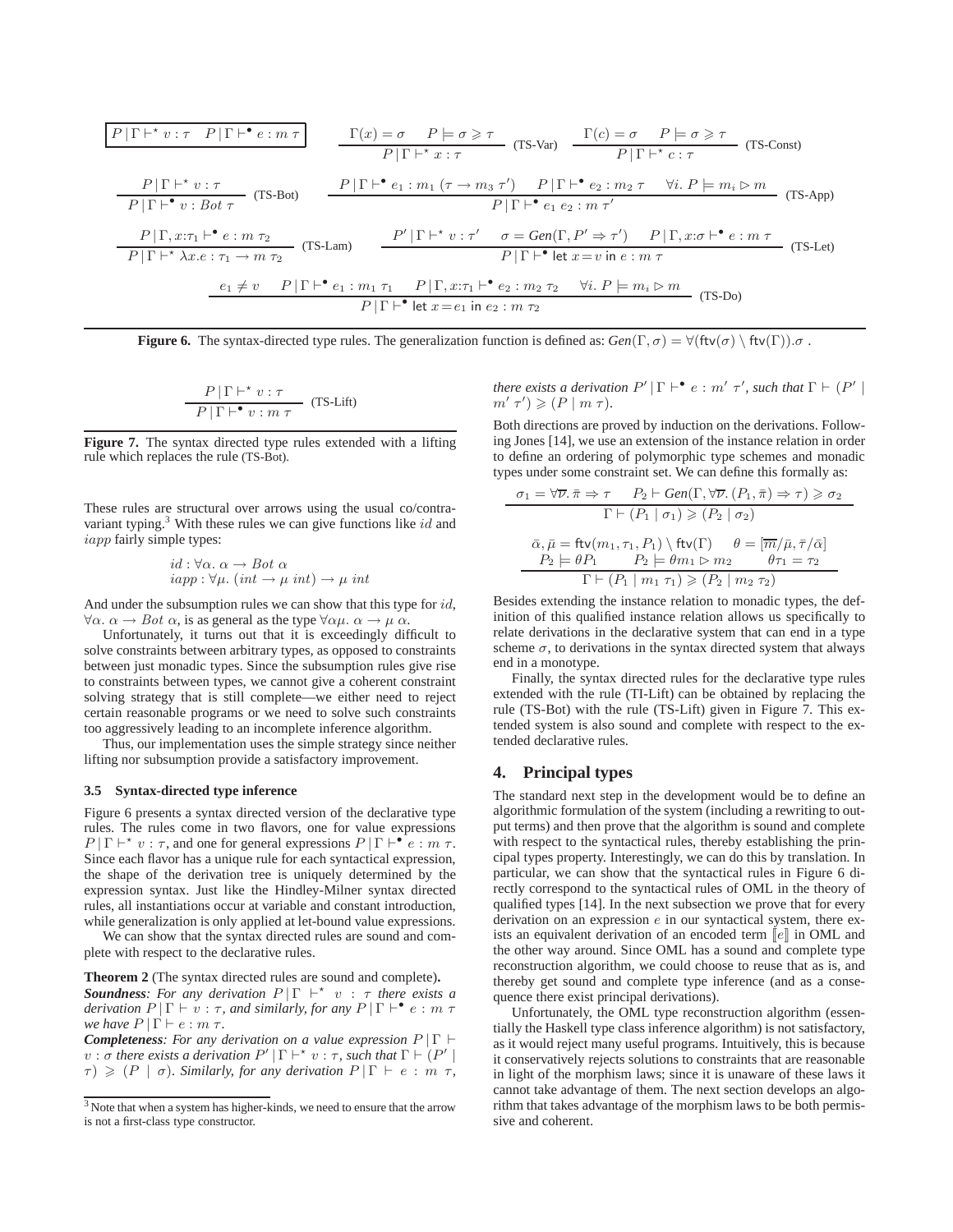$$\boxed{P \mid \Gamma \vdash^{\star} v : \tau \quad P \mid \Gamma \vdash^{\bullet} e : m\ \tau}$$

$$\frac{\Gamma(x) = \sigma \qquad P \models \sigma \geqslant \tau}{P \mid \Gamma \vdash^{\star} x : \tau}\ \text{(TS-Var)} \qquad \frac{\Gamma(c) = \sigma \qquad P \models \sigma \geqslant \tau}{P \mid \Gamma \vdash^{\star} c : \tau}\ \text{(TS-Const)}$$

$$\frac{P \mid \Gamma \vdash^{\star} v : \tau}{P \mid \Gamma \vdash^{\bullet} v : Bot\ \tau}\ \text{(TS-Bot)} \qquad \frac{P \mid \Gamma \vdash^{\bullet} e_1 : m_1\ (\tau \to m_3\ \tau') \quad P \mid \Gamma \vdash^{\bullet} e_2 : m_2\ \tau \quad \forall i.\ P \models m_i \rhd m}{P \mid \Gamma \vdash^{\bullet} e_1\ e_2 : m\ \tau'}\ \text{(TS-App)}$$

$$\frac{P \mid \Gamma, x{:}\tau_1 \vdash^{\bullet} e : m\ \tau_2}{P \mid \Gamma \vdash^{\star} \lambda x.e : \tau_1 \to m\ \tau_2}\ \text{(TS-Lam)} \qquad \frac{P' \mid \Gamma \vdash^{\star} v : \tau' \quad \sigma = Gen(\Gamma, P' \Rightarrow \tau') \quad P \mid \Gamma, x{:}\sigma \vdash^{\bullet} e : m\ \tau}{P \mid \Gamma \vdash^{\bullet} \mathsf{let}\ x = v\ \mathsf{in}\ e : m\ \tau}\ \text{(TS-Let)}$$

$$\frac{e_1 \neq v \quad P \mid \Gamma \vdash^{\bullet} e_1 : m_1\ \tau_1 \quad P \mid \Gamma, x{:}\tau_1 \vdash^{\bullet} e_2 : m_2\ \tau_2 \quad \forall i.\ P \models m_i \rhd m}{P \mid \Gamma \vdash^{\bullet} \mathsf{let}\ x = e_1\ \mathsf{in}\ e_2 : m\ \tau_2}\ \text{(TS-Do)}$$

**Figure 6.** The syntax-directed type rules. The generalization function is defined as: $Gen(\Gamma, \sigma) = \forall(\mathsf{ftv}(\sigma) \setminus \mathsf{ftv}(\Gamma)).\sigma$ .

$$\frac{P \mid \Gamma \vdash^{\star} v : \tau}{P \mid \Gamma \vdash^{\bullet} v : m\ \tau}\ \text{(TS-Lift)}$$

**Figure 7.** The syntax directed type rules extended with a lifting rule which replaces the rule (TS-Bot).

These rules are structural over arrows using the usual co/contra-variant typing.[3] With these rules we can give functions like $id$ and $iapp$ fairly simple types:

$$id : \forall \alpha.\ \alpha \to Bot\ \alpha$$
$$iapp : \forall \mu.\ (int \to \mu\ int) \to \mu\ int$$

And under the subsumption rules we can show that this type for $id$, $\forall \alpha.\ \alpha \to Bot\ \alpha$, is as general as the type $\forall \alpha\mu.\ \alpha \to \mu\ \alpha$.

Unfortunately, it turns out that it is exceedingly difficult to solve constraints between arbitrary types, as opposed to constraints between just monadic types. Since the subsumption rules give rise to constraints between types, we cannot give a coherent constraint solving strategy that is still complete—we either need to reject certain reasonable programs or we need to solve such constraints too aggressively leading to an incomplete inference algorithm.

Thus, our implementation uses the simple strategy since neither lifting nor subsumption provide a satisfactory improvement.

### 3.5 Syntax-directed type inference

Figure 6 presents a syntax directed version of the declarative type rules. The rules come in two flavors, one for value expressions $P \mid \Gamma \vdash^{\star} v : \tau$, and one for general expressions $P \mid \Gamma \vdash^{\bullet} e : m\ \tau$. Since each flavor has a unique rule for each syntactical expression, the shape of the derivation tree is uniquely determined by the expression syntax. Just like the Hindley-Milner syntax directed rules, all instantiations occur at variable and constant introduction, while generalization is only applied at let-bound value expressions.

We can show that the syntax directed rules are sound and complete with respect to the declarative rules.

**Theorem 2** (The syntax directed rules are sound and complete)**.**
***Soundness****: For any derivation $P \mid \Gamma \vdash^{\star} v : \tau$ there exists a derivation $P \mid \Gamma \vdash v : \tau$, and similarly, for any $P \mid \Gamma \vdash^{\bullet} e : m\ \tau$ we have $P \mid \Gamma \vdash e : m\ \tau$.*
***Completeness****: For any derivation on a value expression $P \mid \Gamma \vdash v : \sigma$ there exists a derivation $P' \mid \Gamma \vdash^{\star} v : \tau$, such that $\Gamma \vdash (P' \mid \tau) \geqslant (P \mid \sigma)$. Similarly, for any derivation $P \mid \Gamma \vdash e : m\ \tau$, there exists a derivation $P' \mid \Gamma \vdash^{\bullet} e : m'\ \tau'$, such that $\Gamma \vdash (P' \mid m'\ \tau') \geqslant (P \mid m\ \tau)$.*

Both directions are proved by induction on the derivations. Following Jones [14], we use an extension of the instance relation in order to define an ordering of polymorphic type schemes and monadic types under some constraint set. We can define this formally as:

$$\frac{\sigma_1 = \forall \overline{\nu}.\ \bar{\pi} \Rightarrow \tau \qquad P_2 \vdash Gen(\Gamma, \forall \overline{\nu}.\ (P_1, \bar{\pi}) \Rightarrow \tau) \geqslant \sigma_2}{\Gamma \vdash (P_1 \mid \sigma_1) \geqslant (P_2 \mid \sigma_2)}$$

$$\frac{\bar{\alpha}, \bar{\mu} = \mathsf{ftv}(m_1, \tau_1, P_1) \setminus \mathsf{ftv}(\Gamma) \qquad \theta = [\overline{m}/\bar{\mu}, \bar{\tau}/\bar{\alpha}] \qquad P_2 \models \theta P_1 \qquad P_2 \models \theta m_1 \rhd m_2 \qquad \theta\tau_1 = \tau_2}{\Gamma \vdash (P_1 \mid m_1\ \tau_1) \geqslant (P_2 \mid m_2\ \tau_2)}$$

Besides extending the instance relation to monadic types, the definition of this qualified instance relation allows us specifically to relate derivations in the declarative system that can end in a type scheme $\sigma$, to derivations in the syntax directed system that always end in a monotype.

Finally, the syntax directed rules for the declarative type rules extended with the rule (TI-Lift) can be obtained by replacing the rule (TS-Bot) with the rule (TS-Lift) given in Figure 7. This extended system is also sound and complete with respect to the extended declarative rules.

## 4. Principal types

The standard next step in the development would be to define an algorithmic formulation of the system (including a rewriting to output terms) and then prove that the algorithm is sound and complete with respect to the syntactical rules, thereby establishing the principal types property. Interestingly, we can do this by translation. In particular, we can show that the syntactical rules in Figure 6 directly correspond to the syntactical rules of OML in the theory of qualified types [14]. In the next subsection we prove that for every derivation on an expression $e$ in our syntactical system, there exists an equivalent derivation of an encoded term $[\![e]\!]$ in OML and the other way around. Since OML has a sound and complete type reconstruction algorithm, we could choose to reuse that as is, and thereby get sound and complete type inference (and as a consequence there exist principal derivations).

Unfortunately, the OML type reconstruction algorithm (essentially the Haskell type class inference algorithm) is not satisfactory, as it would reject many useful programs. Intuitively, this is because it conservatively rejects solutions to constraints that are reasonable in light of the morphism laws; since it is unaware of these laws it cannot take advantage of them. The next section develops an algorithm that takes advantage of the morphism laws to be both permissive and coherent.

[3] Note that when a system has higher-kinds, we need to ensure that the arrow is not a first-class type constructor.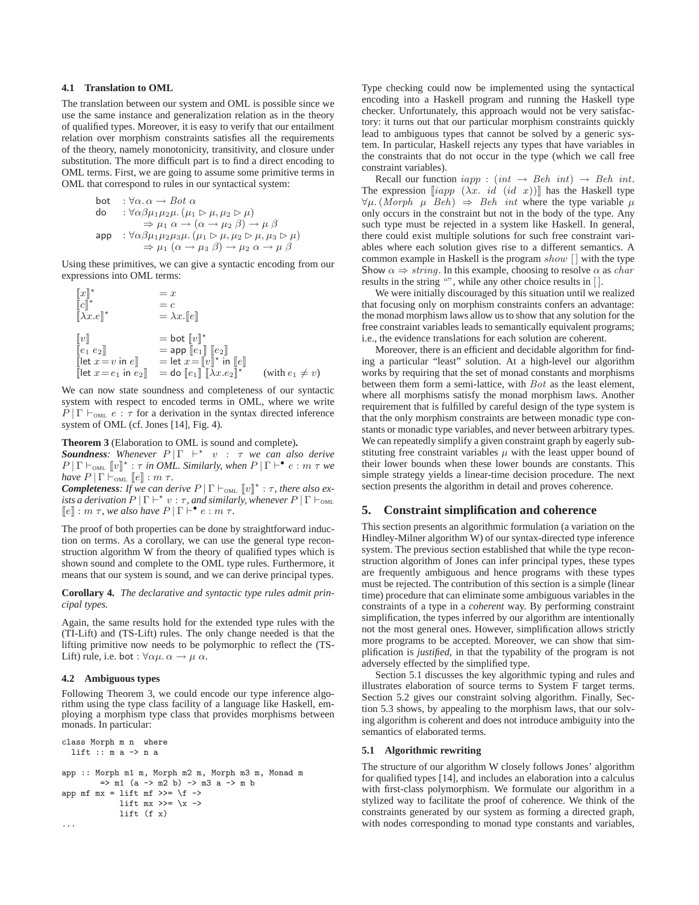### 4.1 Translation to OML

The translation between our system and OML is possible since we use the same instance and generalization relation as in the theory of qualified types. Moreover, it is easy to verify that our entailment relation over morphism constraints satisfies all the requirements of the theory, namely monotonicity, transitivity, and closure under substitution. The more difficult part is to find a direct encoding to OML terms. First, we are going to assume some primitive terms in OML that correspond to rules in our syntactical system:

$$
\begin{array}{ll}
\mathsf{bot} & : \forall \alpha.\, \alpha \rightarrow Bot\ \alpha \\
\mathsf{do} & : \forall \alpha\beta\mu_1\mu_2\mu.\, (\mu_1 \rhd \mu, \mu_2 \rhd \mu) \\
& \quad \Rightarrow \mu_1\ \alpha \rightarrow (\alpha \rightarrow \mu_2\ \beta) \rightarrow \mu\ \beta \\
\mathsf{app} & : \forall \alpha\beta\mu_1\mu_2\mu_3\mu.\, (\mu_1 \rhd \mu, \mu_2 \rhd \mu, \mu_3 \rhd \mu) \\
& \quad \Rightarrow \mu_1\ (\alpha \rightarrow \mu_3\ \beta) \rightarrow \mu_2\ \alpha \rightarrow \mu\ \beta
\end{array}
$$

Using these primitives, we can give a syntactic encoding from our expressions into OML terms:

$$
\begin{array}{lll}
[\![x]\!]^\star & = x & \\
[\![c]\!]^\star & = c & \\
[\![\lambda x.e]\!]^\star & = \lambda x.[\![e]\!] & \\
& & \\
[\![v]\!] & = \mathsf{bot}\ [\![v]\!]^\star & \\
[\![e_1\ e_2]\!] & = \mathsf{app}\ [\![e_1]\!]\ [\![e_2]\!] & \\
[\![\mathsf{let}\ x = v\ \mathsf{in}\ e]\!] & = \mathsf{let}\ x = [\![v]\!]^\star\ \mathsf{in}\ [\![e]\!] & \\
[\![\mathsf{let}\ x = e_1\ \mathsf{in}\ e_2]\!] & = \mathsf{do}\ [\![e_1]\!]\ [\![\lambda x.e_2]\!]^\star & (\text{with } e_1 \neq v)
\end{array}
$$

We can now state soundness and completeness of our syntactic system with respect to encoded terms in OML, where we write $P \mid \Gamma \vdash_{\text{OML}} e : \tau$ for a derivation in the syntax directed inference system of OML (cf. Jones [14], Fig. 4).

**Theorem 3** (Elaboration to OML is sound and complete)**.**
***Soundness****: Whenever $P \mid \Gamma \vdash^\star v : \tau$ we can also derive $P \mid \Gamma \vdash_{\text{OML}} [\![v]\!]^\star : \tau$ in OML. Similarly, when $P \mid \Gamma \vdash^\bullet e : m\ \tau$ we have $P \mid \Gamma \vdash_{\text{OML}} [\![e]\!] : m\ \tau$.*
***Completeness****: If we can derive $P \mid \Gamma \vdash_{\text{OML}} [\![v]\!]^\star : \tau$, there also exists a derivation $P \mid \Gamma \vdash^\star v : \tau$, and similarly, whenever $P \mid \Gamma \vdash_{\text{OML}} [\![e]\!] : m\ \tau$, we also have $P \mid \Gamma \vdash^\bullet e : m\ \tau$.*

The proof of both properties can be done by straightforward induction on terms. As a corollary, we can use the general type reconstruction algorithm W from the theory of qualified types which is shown sound and complete to the OML type rules. Furthermore, it means that our system is sound, and we can derive principal types.

**Corollary 4.** *The declarative and syntactic type rules admit principal types.*

Again, the same results hold for the extended type rules with the (TI-Lift) and (TS-Lift) rules. The only change needed is that the lifting primitive now needs to be polymorphic to reflect the (TS-Lift) rule, i.e. $\mathsf{bot} : \forall \alpha\mu.\, \alpha \rightarrow \mu\ \alpha$.

### 4.2 Ambiguous types

Following Theorem 3, we could encode our type inference algorithm using the type class facility of a language like Haskell, employing a morphism type class that provides morphisms between monads. In particular:

```
class Morph m n  where
  lift :: m a -> n a

app :: Morph m1 m, Morph m2 m, Morph m3 m, Monad m
       => m1 (a -> m2 b) -> m3 a -> m b
app mf mx = lift mf >>= \f ->
            lift mx >>= \x ->
            lift (f x)
...
```

Type checking could now be implemented using the syntactical encoding into a Haskell program and running the Haskell type checker. Unfortunately, this approach would not be very satisfactory: it turns out that our particular morphism constraints quickly lead to ambiguous types that cannot be solved by a generic system. In particular, Haskell rejects any types that have variables in the constraints that do not occur in the type (which we call free constraint variables).

Recall our function $iapp : (int \rightarrow Beh\ int) \rightarrow Beh\ int$. The expression $[\![iapp\ (\lambda x.\ id\ (id\ x))]\!]$ has the Haskell type $\forall \mu. (Morph\ \mu\ Beh) \Rightarrow Beh\ int$ where the type variable $\mu$ only occurs in the constraint but not in the body of the type. Any such type must be rejected in a system like Haskell. In general, there could exist multiple solutions for such free constraint variables where each solution gives rise to a different semantics. A common example in Haskell is the program $show\ [\,]$ with the type $\mathsf{Show}\ \alpha \Rightarrow string$. In this example, choosing to resolve $\alpha$ as $char$ results in the string "", while any other choice results in $[\,]$.

We were initially discouraged by this situation until we realized that focusing only on morphism constraints confers an advantage: the monad morphism laws allow us to show that any solution for the free constraint variables leads to semantically equivalent programs; i.e., the evidence translations for each solution are coherent.

Moreover, there is an efficient and decidable algorithm for finding a particular "least" solution. At a high-level our algorithm works by requiring that the set of monad constants and morphisms between them form a semi-lattice, with $Bot$ as the least element, where all morphisms satisfy the monad morphism laws. Another requirement that is fulfilled by careful design of the type system is that the only morphism constraints are between monadic type constants or monadic type variables, and never between arbitrary types. We can repeatedly simplify a given constraint graph by eagerly substituting free constraint variables $\mu$ with the least upper bound of their lower bounds when these lower bounds are constants. This simple strategy yields a linear-time decision procedure. The next section presents the algorithm in detail and proves coherence.

## 5. Constraint simplification and coherence

This section presents an algorithmic formulation (a variation on the Hindley-Milner algorithm W) of our syntax-directed type inference system. The previous section established that while the type reconstruction algorithm of Jones can infer principal types, these types are frequently ambiguous and hence programs with these types must be rejected. The contribution of this section is a simple (linear time) procedure that can eliminate some ambiguous variables in the constraints of a type in a *coherent* way. By performing constraint simplification, the types inferred by our algorithm are intentionally not the most general ones. However, simplification allows strictly more programs to be accepted. Moreover, we can show that simplification is *justified*, in that the typability of the program is not adversely effected by the simplified type.

Section 5.1 discusses the key algorithmic typing and rules and illustrates elaboration of source terms to System F target terms. Section 5.2 gives our constraint solving algorithm. Finally, Section 5.3 shows, by appealing to the morphism laws, that our solving algorithm is coherent and does not introduce ambiguity into the semantics of elaborated terms.

### 5.1 Algorithmic rewriting

The structure of our algorithm W closely follows Jones' algorithm for qualified types [14], and includes an elaboration into a calculus with first-class polymorphism. We formulate our algorithm in a stylized way to facilitate the proof of coherence. We think of the constraints generated by our system as forming a directed graph, with nodes corresponding to monad type constants and variables,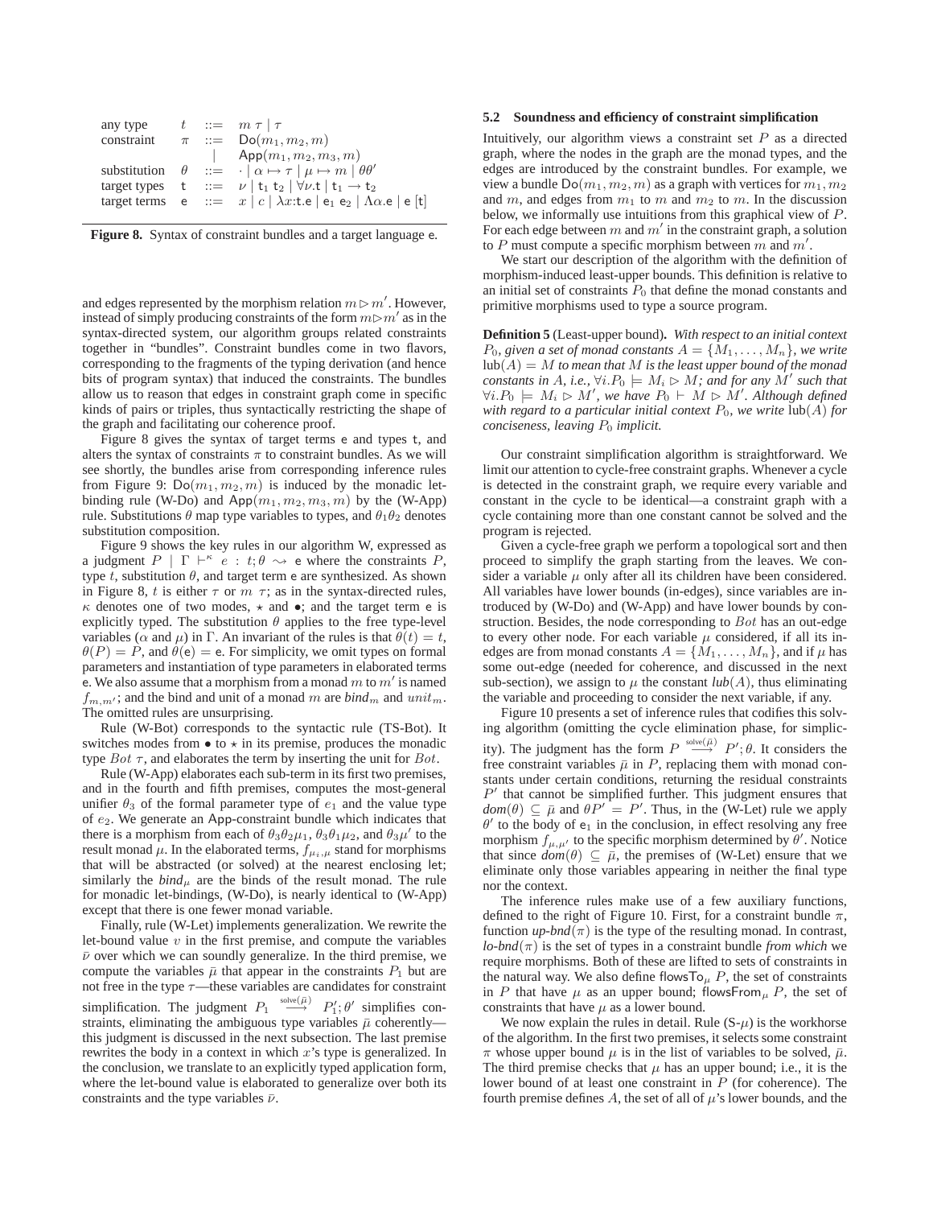| | | | |
|---|---|---|---|
| any type | $t$ | $::=$ | $m\ \tau \mid \tau$ |
| constraint | $\pi$ | $::=$ | $\mathsf{Do}(m_1, m_2, m)$ |
| | | $\mid$ | $\mathsf{App}(m_1, m_2, m_3, m)$ |
| substitution | $\theta$ | $::=$ | $\cdot \mid \alpha \mapsto \tau \mid \mu \mapsto m \mid \theta\theta'$ |
| target types | $\mathsf{t}$ | $::=$ | $\nu \mid \mathsf{t}_1\ \mathsf{t}_2 \mid \forall\nu.\mathsf{t} \mid \mathsf{t}_1 \to \mathsf{t}_2$ |
| target terms | $\mathsf{e}$ | $::=$ | $x \mid c \mid \lambda x{:}\mathsf{t}.\mathsf{e} \mid \mathsf{e}_1\ \mathsf{e}_2 \mid \Lambda\alpha.\mathsf{e} \mid \mathsf{e}\ [\mathsf{t}]$ |

**Figure 8.** Syntax of constraint bundles and a target language e.

and edges represented by the morphism relation $m \rhd m'$. However, instead of simply producing constraints of the form $m \rhd m'$ as in the syntax-directed system, our algorithm groups related constraints together in "bundles". Constraint bundles come in two flavors, corresponding to the fragments of the typing derivation (and hence bits of program syntax) that induced the constraints. The bundles allow us to reason that edges in constraint graph come in specific kinds of pairs or triples, thus syntactically restricting the shape of the graph and facilitating our coherence proof.

Figure 8 gives the syntax of target terms e and types t, and alters the syntax of constraints $\pi$ to constraint bundles. As we will see shortly, the bundles arise from corresponding inference rules from Figure 9: $\mathsf{Do}(m_1, m_2, m)$ is induced by the monadic let-binding rule (W-Do) and $\mathsf{App}(m_1, m_2, m_3, m)$ by the (W-App) rule. Substitutions $\theta$ map type variables to types, and $\theta_1\theta_2$ denotes substitution composition.

Figure 9 shows the key rules in our algorithm W, expressed as a judgment $P \mid \Gamma \vdash^{\kappa} e : t; \theta \rightsquigarrow \mathsf{e}$ where the constraints $P$, type $t$, substitution $\theta$, and target term e are synthesized. As shown in Figure 8, $t$ is either $\tau$ or $m\ \tau$; as in the syntax-directed rules, $\kappa$ denotes one of two modes, $\star$ and $\bullet$; and the target term e is explicitly typed. The substitution $\theta$ applies to the free type-level variables ($\alpha$ and $\mu$) in $\Gamma$. An invariant of the rules is that $\theta(t) = t$, $\theta(P) = P$, and $\theta(\mathsf{e}) = \mathsf{e}$. For simplicity, we omit types on formal parameters and instantiation of type parameters in elaborated terms e. We also assume that a morphism from a monad $m$ to $m'$ is named $f_{m,m'}$; and the bind and unit of a monad $m$ are $\mathit{bind}_m$ and $\mathit{unit}_m$. The omitted rules are unsurprising.

Rule (W-Bot) corresponds to the syntactic rule (TS-Bot). It switches modes from $\bullet$ to $\star$ in its premise, produces the monadic type $Bot\ \tau$, and elaborates the term by inserting the unit for $Bot$.

Rule (W-App) elaborates each sub-term in its first two premises, and in the fourth and fifth premises, computes the most-general unifier $\theta_3$ of the formal parameter type of $e_1$ and the value type of $e_2$. We generate an App-constraint bundle which indicates that there is a morphism from each of $\theta_3\theta_2\mu_1$, $\theta_3\theta_1\mu_2$, and $\theta_3\mu'$ to the result monad $\mu$. In the elaborated terms, $f_{\mu_i,\mu}$ stand for morphisms that will be abstracted (or solved) at the nearest enclosing let; similarly the $\mathit{bind}_\mu$ are the binds of the result monad. The rule for monadic let-bindings, (W-Do), is nearly identical to (W-App) except that there is one fewer monad variable.

Finally, rule (W-Let) implements generalization. We rewrite the let-bound value $v$ in the first premise, and compute the variables $\bar{\nu}$ over which we can soundly generalize. In the third premise, we compute the variables $\bar{\mu}$ that appear in the constraints $P_1$ but are not free in the type $\tau$—these variables are candidates for constraint simplification. The judgment $P_1 \overset{\text{solve}(\bar{\mu})}{\longrightarrow} P_1'; \theta'$ simplifies constraints, eliminating the ambiguous type variables $\bar{\mu}$ coherently—this judgment is discussed in the next subsection. The last premise rewrites the body in a context in which $x$'s type is generalized. In the conclusion, we translate to an explicitly typed application form, where the let-bound value is elaborated to generalize over both its constraints and the type variables $\bar{\nu}$.

### 5.2 Soundness and efficiency of constraint simplification

Intuitively, our algorithm views a constraint set $P$ as a directed graph, where the nodes in the graph are the monad types, and the edges are introduced by the constraint bundles. For example, we view a bundle $\mathsf{Do}(m_1, m_2, m)$ as a graph with vertices for $m_1, m_2$ and $m$, and edges from $m_1$ to $m$ and $m_2$ to $m$. In the discussion below, we informally use intuitions from this graphical view of $P$. For each edge between $m$ and $m'$ in the constraint graph, a solution to $P$ must compute a specific morphism between $m$ and $m'$.

We start our description of the algorithm with the definition of morphism-induced least-upper bounds. This definition is relative to an initial set of constraints $P_0$ that define the monad constants and primitive morphisms used to type a source program.

**Definition 5** (Least-upper bound)**.** *With respect to an initial context $P_0$, given a set of monad constants $A = \{M_1, \ldots, M_n\}$, we write $\mathrm{lub}(A) = M$ to mean that $M$ is the least upper bound of the monad constants in $A$, i.e., $\forall i. P_0 \models M_i \rhd M$; and for any $M'$ such that $\forall i. P_0 \models M_i \rhd M'$, we have $P_0 \vdash M \rhd M'$. Although defined with regard to a particular initial context $P_0$, we write $\mathrm{lub}(A)$ for conciseness, leaving $P_0$ implicit.*

Our constraint simplification algorithm is straightforward. We limit our attention to cycle-free constraint graphs. Whenever a cycle is detected in the constraint graph, we require every variable and constant in the cycle to be identical—a constraint graph with a cycle containing more than one constant cannot be solved and the program is rejected.

Given a cycle-free graph we perform a topological sort and then proceed to simplify the graph starting from the leaves. We consider a variable $\mu$ only after all its children have been considered. All variables have lower bounds (in-edges), since variables are introduced by (W-Do) and (W-App) and have lower bounds by construction. Besides, the node corresponding to $Bot$ has an out-edge to every other node. For each variable $\mu$ considered, if all its in-edges are from monad constants $A = \{M_1, \ldots, M_n\}$, and if $\mu$ has some out-edge (needed for coherence, and discussed in the next sub-section), we assign to $\mu$ the constant $\mathit{lub}(A)$, thus eliminating the variable and proceeding to consider the next variable, if any.

Figure 10 presents a set of inference rules that codifies this solving algorithm (omitting the cycle elimination phase, for simplicity). The judgment has the form $P \overset{\text{solve}(\bar{\mu})}{\longrightarrow} P'; \theta$. It considers the free constraint variables $\bar{\mu}$ in $P$, replacing them with monad constants under certain conditions, returning the residual constraints $P'$ that cannot be simplified further. This judgment ensures that $\mathit{dom}(\theta) \subseteq \bar{\mu}$ and $\theta P' = P'$. Thus, in the (W-Let) rule we apply $\theta'$ to the body of $\mathsf{e}_1$ in the conclusion, in effect resolving any free morphism $f_{\mu,\mu'}$ to the specific morphism determined by $\theta'$. Notice that since $\mathit{dom}(\theta) \subseteq \bar{\mu}$, the premises of (W-Let) ensure that we eliminate only those variables appearing in neither the final type nor the context.

The inference rules make use of a few auxiliary functions, defined to the right of Figure 10. First, for a constraint bundle $\pi$, function $\mathit{up\text{-}bnd}(\pi)$ is the type of the resulting monad. In contrast, $\mathit{lo\text{-}bnd}(\pi)$ is the set of types in a constraint bundle *from which* we require morphisms. Both of these are lifted to sets of constraints in the natural way. We also define $\mathsf{flowsTo}_\mu\ P$, the set of constraints in $P$ that have $\mu$ as an upper bound; $\mathsf{flowsFrom}_\mu\ P$, the set of constraints that have $\mu$ as a lower bound.

We now explain the rules in detail. Rule (S-$\mu$) is the workhorse of the algorithm. In the first two premises, it selects some constraint $\pi$ whose upper bound $\mu$ is in the list of variables to be solved, $\bar{\mu}$. The third premise checks that $\mu$ has an upper bound; i.e., it is the lower bound of at least one constraint in $P$ (for coherence). The fourth premise defines $A$, the set of all of $\mu$'s lower bounds, and the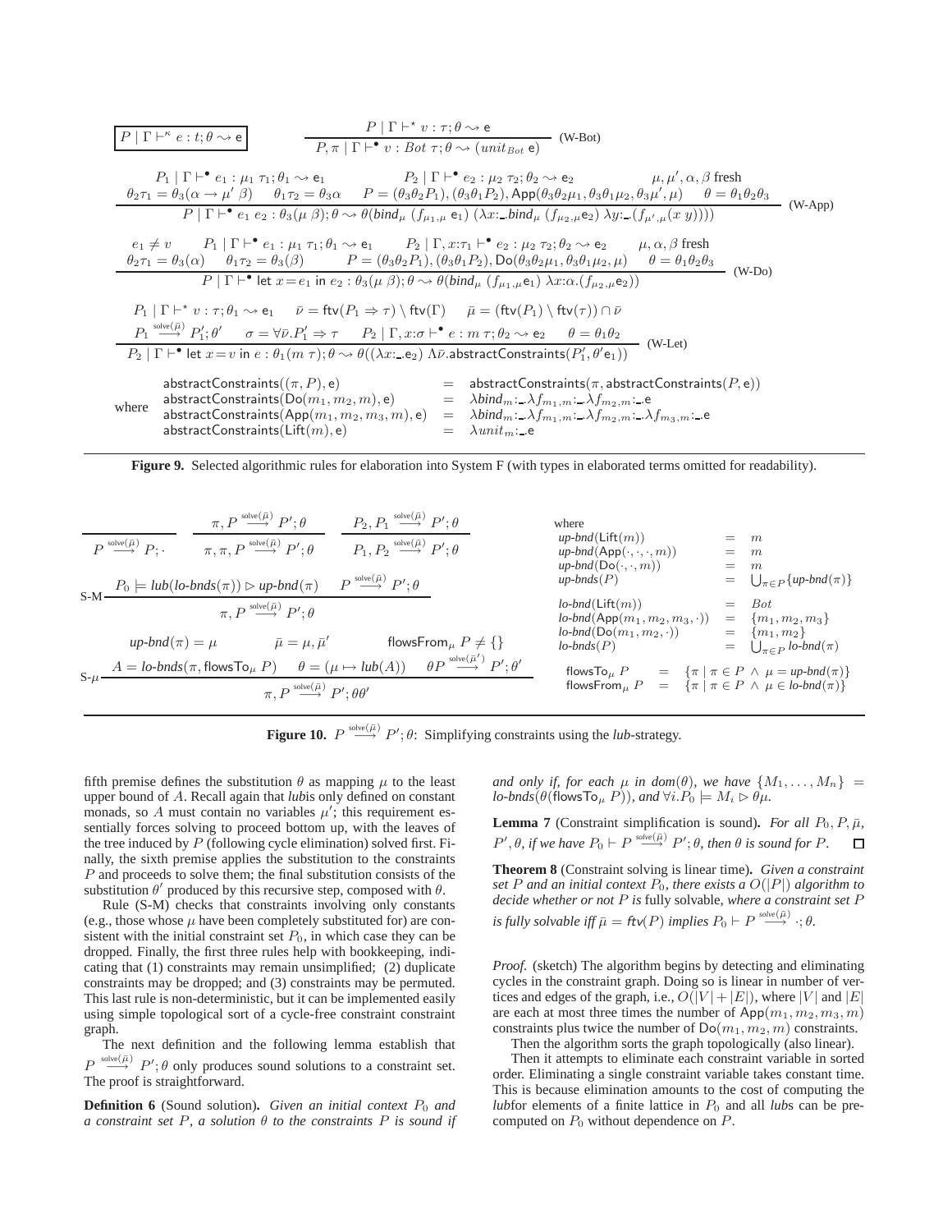$$\boxed{P \mid \Gamma \vdash^{\kappa} e : t; \theta \rightsquigarrow \mathsf{e}} \qquad \frac{P \mid \Gamma \vdash^{\star} v : \tau; \theta \rightsquigarrow \mathsf{e}}{P, \pi \mid \Gamma \vdash^{\bullet} v : Bot\ \tau; \theta \rightsquigarrow (unit_{Bot}\ \mathsf{e})} \text{ (W-Bot)}$$

$$\frac{\begin{array}{c} P_1 \mid \Gamma \vdash^{\bullet} e_1 : \mu_1\ \tau_1; \theta_1 \rightsquigarrow \mathsf{e}_1 \qquad P_2 \mid \Gamma \vdash^{\bullet} e_2 : \mu_2\ \tau_2; \theta_2 \rightsquigarrow \mathsf{e}_2 \qquad \mu, \mu', \alpha, \beta \text{ fresh} \\ \theta_2\tau_1 = \theta_3(\alpha \rightarrow \mu'\ \beta) \quad \theta_1\tau_2 = \theta_3\alpha \quad P = (\theta_3\theta_2 P_1), (\theta_3\theta_1 P_2), \mathsf{App}(\theta_3\theta_2\mu_1, \theta_3\theta_1\mu_2, \theta_3\mu', \mu) \quad \theta = \theta_1\theta_2\theta_3 \end{array}}{P \mid \Gamma \vdash^{\bullet} e_1\ e_2 : \theta_3(\mu\ \beta); \theta \rightsquigarrow \theta(bind_{\mu}\ (f_{\mu_1,\mu}\ \mathsf{e}_1)\ (\lambda x{:}\_.bind_{\mu}\ (f_{\mu_2,\mu}\mathsf{e}_2)\ \lambda y{:}\_.(f_{\mu',\mu}(x\ y))))} \text{ (W-App)}$$

$$\frac{\begin{array}{c} e_1 \neq v \qquad P_1 \mid \Gamma \vdash^{\bullet} e_1 : \mu_1\ \tau_1; \theta_1 \rightsquigarrow \mathsf{e}_1 \qquad P_2 \mid \Gamma, x{:}\tau_1 \vdash^{\bullet} e_2 : \mu_2\ \tau_2; \theta_2 \rightsquigarrow \mathsf{e}_2 \qquad \mu, \alpha, \beta \text{ fresh} \\ \theta_2\tau_1 = \theta_3(\alpha) \quad \theta_1\tau_2 = \theta_3(\beta) \qquad P = (\theta_3\theta_2 P_1), (\theta_3\theta_1 P_2), \mathsf{Do}(\theta_3\theta_2\mu_1, \theta_3\theta_1\mu_2, \mu) \qquad \theta = \theta_1\theta_2\theta_3 \end{array}}{P \mid \Gamma \vdash^{\bullet} \mathsf{let}\ x = e_1\ \mathsf{in}\ e_2 : \theta_3(\mu\ \beta); \theta \rightsquigarrow \theta(bind_{\mu}\ (f_{\mu_1,\mu}\mathsf{e}_1)\ \lambda x{:}\alpha.(f_{\mu_2,\mu}\mathsf{e}_2))} \text{ (W-Do)}$$

$$\frac{\begin{array}{c} P_1 \mid \Gamma \vdash^{\star} v : \tau; \theta_1 \rightsquigarrow \mathsf{e}_1 \qquad \bar{\nu} = \mathsf{ftv}(P_1 \Rightarrow \tau) \setminus \mathsf{ftv}(\Gamma) \qquad \bar{\mu} = (\mathsf{ftv}(P_1) \setminus \mathsf{ftv}(\tau)) \cap \bar{\nu} \\ P_1 \overset{\text{solve}(\bar{\mu})}{\longrightarrow} P_1'; \theta' \qquad \sigma = \forall \bar{\nu}. P_1' \Rightarrow \tau \qquad P_2 \mid \Gamma, x{:}\sigma \vdash^{\bullet} e : m\ \tau; \theta_2 \rightsquigarrow \mathsf{e}_2 \qquad \theta = \theta_1\theta_2 \end{array}}{P_2 \mid \Gamma \vdash^{\bullet} \mathsf{let}\ x = v\ \mathsf{in}\ e : \theta_1(m\ \tau); \theta \rightsquigarrow \theta((\lambda x{:}\_.\mathsf{e}_2)\ \Lambda\bar{\nu}.\mathsf{abstractConstraints}(P_1', \theta'\mathsf{e}_1))} \text{ (W-Let)}$$

where
$$\begin{array}{lcl} \mathsf{abstractConstraints}((\pi, P), \mathsf{e}) & = & \mathsf{abstractConstraints}(\pi, \mathsf{abstractConstraints}(P, \mathsf{e})) \\ \mathsf{abstractConstraints}(\mathsf{Do}(m_1, m_2, m), \mathsf{e}) & = & \lambda bind_m{:}\_.\lambda f_{m_1,m}{:}\_.\lambda f_{m_2,m}{:}\_.\mathsf{e} \\ \mathsf{abstractConstraints}(\mathsf{App}(m_1, m_2, m_3, m), \mathsf{e}) & = & \lambda bind_m{:}\_.\lambda f_{m_1,m}{:}\_.\lambda f_{m_2,m}{:}\_.\lambda f_{m_3,m}{:}\_.\mathsf{e} \\ \mathsf{abstractConstraints}(\mathsf{Lift}(m), \mathsf{e}) & = & \lambda unit_m{:}\_.\mathsf{e} \end{array}$$

**Figure 9.** Selected algorithmic rules for elaboration into System F (with types in elaborated terms omitted for readability).

$$\frac{}{P \overset{\text{solve}(\bar{\mu})}{\longrightarrow} P; \cdot} \qquad \frac{\pi, P \overset{\text{solve}(\bar{\mu})}{\longrightarrow} P'; \theta}{\pi, \pi, P \overset{\text{solve}(\bar{\mu})}{\longrightarrow} P'; \theta} \qquad \frac{P_2, P_1 \overset{\text{solve}(\bar{\mu})}{\longrightarrow} P'; \theta}{P_1, P_2 \overset{\text{solve}(\bar{\mu})}{\longrightarrow} P'; \theta}$$

$$\text{S-M}\ \frac{P_0 \models \textit{lub}(\textit{lo-bnds}(\pi)) \rhd \textit{up-bnd}(\pi) \qquad P \overset{\text{solve}(\bar{\mu})}{\longrightarrow} P'; \theta}{\pi, P \overset{\text{solve}(\bar{\mu})}{\longrightarrow} P'; \theta}$$

$$\text{S-}\mu\ \frac{\begin{array}{c} \textit{up-bnd}(\pi) = \mu \qquad \bar{\mu} = \mu, \bar{\mu}' \qquad \mathsf{flowsFrom}_{\mu}\ P \neq \{\} \\ A = \textit{lo-bnds}(\pi, \mathsf{flowsTo}_{\mu}\ P) \quad \theta = (\mu \mapsto \textit{lub}(A)) \quad \theta P \overset{\text{solve}(\bar{\mu}')}{\longrightarrow} P'; \theta' \end{array}}{\pi, P \overset{\text{solve}(\bar{\mu})}{\longrightarrow} P'; \theta\theta'}$$

where
$$\begin{array}{lcl} \textit{up-bnd}(\mathsf{Lift}(m)) & = & m \\ \textit{up-bnd}(\mathsf{App}(\cdot,\cdot,\cdot,m)) & = & m \\ \textit{up-bnd}(\mathsf{Do}(\cdot,\cdot,m)) & = & m \\ \textit{up-bnds}(P) & = & \bigcup_{\pi \in P}\{\textit{up-bnd}(\pi)\} \\ \textit{lo-bnd}(\mathsf{Lift}(m)) & = & Bot \\ \textit{lo-bnd}(\mathsf{App}(m_1,m_2,m_3,\cdot)) & = & \{m_1,m_2,m_3\} \\ \textit{lo-bnd}(\mathsf{Do}(m_1,m_2,\cdot)) & = & \{m_1,m_2\} \\ \textit{lo-bnds}(P) & = & \bigcup_{\pi \in P} \textit{lo-bnd}(\pi) \\ \mathsf{flowsTo}_{\mu}\ P & = & \{\pi \mid \pi \in P \wedge \mu = \textit{up-bnd}(\pi)\} \\ \mathsf{flowsFrom}_{\mu}\ P & = & \{\pi \mid \pi \in P \wedge \mu \in \textit{lo-bnd}(\pi)\} \end{array}$$

**Figure 10.** $P \overset{\text{solve}(\bar{\mu})}{\longrightarrow} P'; \theta$: Simplifying constraints using the *lub*-strategy.

fifth premise defines the substitution $\theta$ as mapping $\mu$ to the least upper bound of $A$. Recall again that *lub*is only defined on constant monads, so $A$ must contain no variables $\mu'$; this requirement essentially forces solving to proceed bottom up, with the leaves of the tree induced by $P$ (following cycle elimination) solved first. Finally, the sixth premise applies the substitution to the constraints $P$ and proceeds to solve them; the final substitution consists of the substitution $\theta'$ produced by this recursive step, composed with $\theta$.

Rule (S-M) checks that constraints involving only constants (e.g., those whose $\mu$ have been completely substituted for) are consistent with the initial constraint set $P_0$, in which case they can be dropped. Finally, the first three rules help with bookkeeping, indicating that (1) constraints may remain unsimplified; (2) duplicate constraints may be dropped; and (3) constraints may be permuted. This last rule is non-deterministic, but it can be implemented easily using simple topological sort of a cycle-free constraint constraint graph.

The next definition and the following lemma establish that $P \overset{\text{solve}(\bar{\mu})}{\longrightarrow} P'; \theta$ only produces sound solutions to a constraint set. The proof is straightforward.

**Definition 6** (Sound solution)**.** *Given an initial context $P_0$ and a constraint set $P$, a solution $\theta$ to the constraints $P$ is sound if and only if, for each $\mu$ in $dom(\theta)$, we have $\{M_1, \ldots, M_n\} =$ lo-bnds$(\theta(\mathsf{flowsTo}_{\mu}\ P))$, and $\forall i. P_0 \models M_i \rhd \theta\mu$.*

**Lemma 7** (Constraint simplification is sound)**.** *For all $P_0, P, \bar{\mu}$, $P', \theta$, if we have $P_0 \vdash P \overset{\text{solve}(\bar{\mu})}{\longrightarrow} P'; \theta$, then $\theta$ is sound for $P$.* □

**Theorem 8** (Constraint solving is linear time)**.** *Given a constraint set $P$ and an initial context $P_0$, there exists a $O(|P|)$ algorithm to decide whether or not $P$ is* fully solvable*, where a constraint set $P$ is fully solvable iff $\bar{\mu} = ftv(P)$ implies $P_0 \vdash P \overset{\text{solve}(\bar{\mu})}{\longrightarrow} \cdot; \theta$.*

*Proof.* (sketch) The algorithm begins by detecting and eliminating cycles in the constraint graph. Doing so is linear in number of vertices and edges of the graph, i.e., $O(|V| + |E|)$, where $|V|$ and $|E|$ are each at most three times the number of $\mathsf{App}(m_1, m_2, m_3, m)$ constraints plus twice the number of $\mathsf{Do}(m_1, m_2, m)$ constraints.

Then the algorithm sorts the graph topologically (also linear).

Then it attempts to eliminate each constraint variable in sorted order. Eliminating a single constraint variable takes constant time. This is because elimination amounts to the cost of computing the *lub*for elements of a finite lattice in $P_0$ and all *lub*s can be precomputed on $P_0$ without dependence on $P$.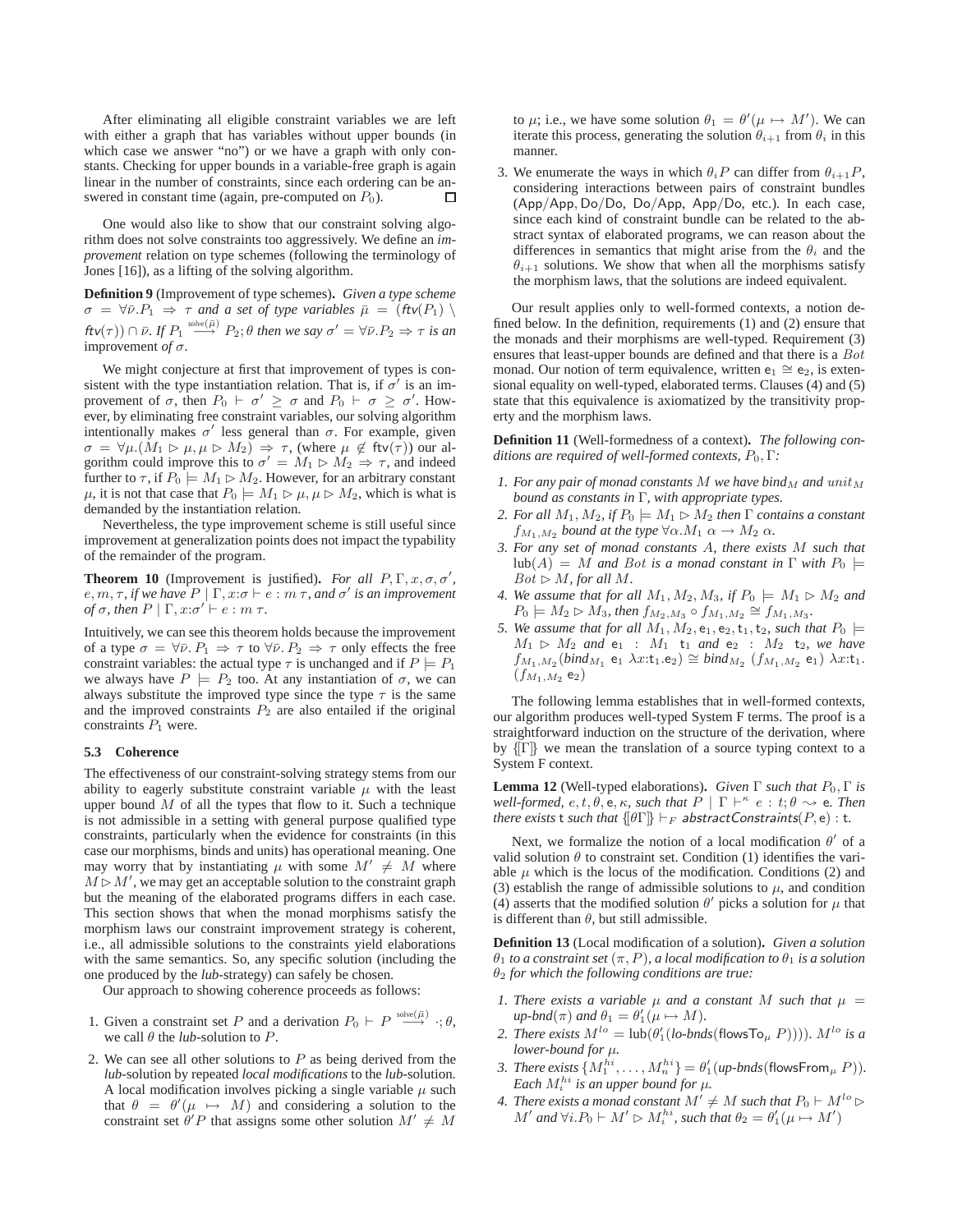After eliminating all eligible constraint variables we are left with either a graph that has variables without upper bounds (in which case we answer "no") or we have a graph with only constants. Checking for upper bounds in a variable-free graph is again linear in the number of constraints, since each ordering can be answered in constant time (again, pre-computed on $P_0$). $\square$

One would also like to show that our constraint solving algorithm does not solve constraints too aggressively. We define an *improvement* relation on type schemes (following the terminology of Jones [16]), as a lifting of the solving algorithm.

**Definition 9** (Improvement of type schemes). *Given a type scheme $\sigma = \forall \bar{\nu}.P_1 \Rightarrow \tau$ and a set of type variables $\bar{\mu} = (\mathit{ftv}(P_1) \setminus \mathit{ftv}(\tau)) \cap \bar{\nu}$. If $P_1 \stackrel{\mathit{solve}(\bar{\mu})}{\longrightarrow} P_2; \theta$ then we say $\sigma' = \forall \bar{\nu}.P_2 \Rightarrow \tau$ is an improvement of $\sigma$.*

We might conjecture at first that improvement of types is consistent with the type instantiation relation. That is, if $\sigma'$ is an improvement of $\sigma$, then $P_0 \vdash \sigma' \geq \sigma$ and $P_0 \vdash \sigma \geq \sigma'$. However, by eliminating free constraint variables, our solving algorithm intentionally makes $\sigma'$ less general than $\sigma$. For example, given $\sigma = \forall \mu.(M_1 \rhd \mu, \mu \rhd M_2) \Rightarrow \tau$, (where $\mu \notin \mathsf{ftv}(\tau)$) our algorithm could improve this to $\sigma' = M_1 \rhd M_2 \Rightarrow \tau$, and indeed further to $\tau$, if $P_0 \models M_1 \rhd M_2$. However, for an arbitrary constant $\mu$, it is not that case that $P_0 \models M_1 \rhd \mu, \mu \rhd M_2$, which is what is demanded by the instantiation relation.

Nevertheless, the type improvement scheme is still useful since improvement at generalization points does not impact the typability of the remainder of the program.

**Theorem 10** (Improvement is justified). *For all $P, \Gamma, x, \sigma, \sigma'$, $e, m, \tau$, if we have $P \mid \Gamma, x{:}\sigma \vdash e : m\,\tau$, and $\sigma'$ is an improvement of $\sigma$, then $P \mid \Gamma, x{:}\sigma' \vdash e : m\,\tau$.*

Intuitively, we can see this theorem holds because the improvement of a type $\sigma = \forall \bar{\nu}.\, P_1 \Rightarrow \tau$ to $\forall \bar{\nu}.\, P_2 \Rightarrow \tau$ only effects the free constraint variables: the actual type $\tau$ is unchanged and if $P \models P_1$ we always have $P \models P_2$ too. At any instantiation of $\sigma$, we can always substitute the improved type since the type $\tau$ is the same and the improved constraints $P_2$ are also entailed if the original constraints $P_1$ were.

### 5.3 Coherence

The effectiveness of our constraint-solving strategy stems from our ability to eagerly substitute constraint variable $\mu$ with the least upper bound $M$ of all the types that flow to it. Such a technique is not admissible in a setting with general purpose qualified type constraints, particularly when the evidence for constraints (in this case our morphisms, binds and units) has operational meaning. One may worry that by instantiating $\mu$ with some $M' \neq M$ where $M \rhd M'$, we may get an acceptable solution to the constraint graph but the meaning of the elaborated programs differs in each case. This section shows that when the monad morphisms satisfy the morphism laws our constraint improvement strategy is coherent, i.e., all admissible solutions to the constraints yield elaborations with the same semantics. So, any specific solution (including the one produced by the *lub*-strategy) can safely be chosen.

Our approach to showing coherence proceeds as follows:

1. Given a constraint set $P$ and a derivation $P_0 \vdash P \stackrel{\mathrm{solve}(\bar{\mu})}{\longrightarrow} \cdot; \theta$, we call $\theta$ the *lub*-solution to $P$.
2. We can see all other solutions to $P$ as being derived from the *lub*-solution by repeated *local modifications* to the *lub*-solution. A local modification involves picking a single variable $\mu$ such that $\theta = \theta'(\mu \mapsto M)$ and considering a solution to the constraint set $\theta' P$ that assigns some other solution $M' \neq M$ to $\mu$; i.e., we have some solution $\theta_1 = \theta'(\mu \mapsto M')$. We can iterate this process, generating the solution $\theta_{i+1}$ from $\theta_i$ in this manner.
3. We enumerate the ways in which $\theta_i P$ can differ from $\theta_{i+1} P$, considering interactions between pairs of constraint bundles ($\mathsf{App}/\mathsf{App}$, $\mathsf{Do}/\mathsf{Do}$, $\mathsf{Do}/\mathsf{App}$, $\mathsf{App}/\mathsf{Do}$, etc.). In each case, since each kind of constraint bundle can be related to the abstract syntax of elaborated programs, we can reason about the differences in semantics that might arise from the $\theta_i$ and the $\theta_{i+1}$ solutions. We show that when all the morphisms satisfy the morphism laws, that the solutions are indeed equivalent.

Our result applies only to well-formed contexts, a notion defined below. In the definition, requirements (1) and (2) ensure that the monads and their morphisms are well-typed. Requirement (3) ensures that least-upper bounds are defined and that there is a $Bot$ monad. Our notion of term equivalence, written $\mathsf{e}_1 \cong \mathsf{e}_2$, is extensional equality on well-typed, elaborated terms. Clauses (4) and (5) state that this equivalence is axiomatized by the transitivity property and the morphism laws.

**Definition 11** (Well-formedness of a context). *The following conditions are required of well-formed contexts, $P_0, \Gamma$:*

1. *For any pair of monad constants $M$ we have $\mathit{bind}_M$ and $\mathit{unit}_M$ bound as constants in $\Gamma$, with appropriate types.*
2. *For all $M_1, M_2$, if $P_0 \models M_1 \rhd M_2$ then $\Gamma$ contains a constant $f_{M_1,M_2}$ bound at the type $\forall \alpha.M_1\ \alpha \rightarrow M_2\ \alpha$.*
3. *For any set of monad constants $A$, there exists $M$ such that $\mathrm{lub}(A) = M$ and $Bot$ is a monad constant in $\Gamma$ with $P_0 \models Bot \rhd M$, for all $M$.*
4. *We assume that for all $M_1, M_2, M_3$, if $P_0 \models M_1 \rhd M_2$ and $P_0 \models M_2 \rhd M_3$, then $f_{M_2,M_3} \circ f_{M_1,M_2} \cong f_{M_1,M_3}$.*
5. *We assume that for all $M_1, M_2, \mathsf{e}_1, \mathsf{e}_2, \mathsf{t}_1, \mathsf{t}_2$, such that $P_0 \models M_1 \rhd M_2$ and $\mathsf{e}_1 : M_1\ \mathsf{t}_1$ and $\mathsf{e}_2 : M_2\ \mathsf{t}_2$, we have $f_{M_1,M_2}(\mathit{bind}_{M_1}\ \mathsf{e}_1\ \lambda x{:}\mathsf{t}_1.\mathsf{e}_2) \cong \mathit{bind}_{M_2}\ (f_{M_1,M_2}\ \mathsf{e}_1)\ \lambda x{:}\mathsf{t}_1.\ (f_{M_1,M_2}\ \mathsf{e}_2)$*

The following lemma establishes that in well-formed contexts, our algorithm produces well-typed System F terms. The proof is a straightforward induction on the structure of the derivation, where by $\{\![\Gamma]\!\}$ we mean the translation of a source typing context to a System F context.

**Lemma 12** (Well-typed elaborations). *Given $\Gamma$ such that $P_0, \Gamma$ is well-formed, $e, t, \theta, \mathsf{e}, \kappa$, such that $P \mid \Gamma \vdash^{\kappa} e : t; \theta \rightsquigarrow \mathsf{e}$. Then there exists $\mathsf{t}$ such that $\{\![\theta\Gamma]\!\} \vdash_F \mathit{abstractConstraints}(P, \mathsf{e}) : \mathsf{t}$.*

Next, we formalize the notion of a local modification $\theta'$ of a valid solution $\theta$ to constraint set. Condition (1) identifies the variable $\mu$ which is the locus of the modification. Conditions (2) and (3) establish the range of admissible solutions to $\mu$, and condition (4) asserts that the modified solution $\theta'$ picks a solution for $\mu$ that is different than $\theta$, but still admissible.

**Definition 13** (Local modification of a solution). *Given a solution $\theta_1$ to a constraint set $(\pi, P)$, a local modification to $\theta_1$ is a solution $\theta_2$ for which the following conditions are true:*

1. *There exists a variable $\mu$ and a constant $M$ such that $\mu = \mathit{up\text{-}bnd}(\pi)$ and $\theta_1 = \theta_1'(\mu \mapsto M)$.*
2. *There exists $M^{lo} = \mathrm{lub}(\theta_1'(\mathit{lo\text{-}bnds}(\mathsf{flowsTo}_\mu\ P))))$. $M^{lo}$ is a lower-bound for $\mu$.*
3. *There exists $\{M_1^{hi}, \ldots, M_n^{hi}\} = \theta_1'(\mathit{up\text{-}bnds}(\mathsf{flowsFrom}_\mu\ P))$. Each $M_i^{hi}$ is an upper bound for $\mu$.*
4. *There exists a monad constant $M' \neq M$ such that $P_0 \vdash M^{lo} \rhd M'$ and $\forall i. P_0 \vdash M' \rhd M_i^{hi}$, such that $\theta_2 = \theta_1'(\mu \mapsto M')$*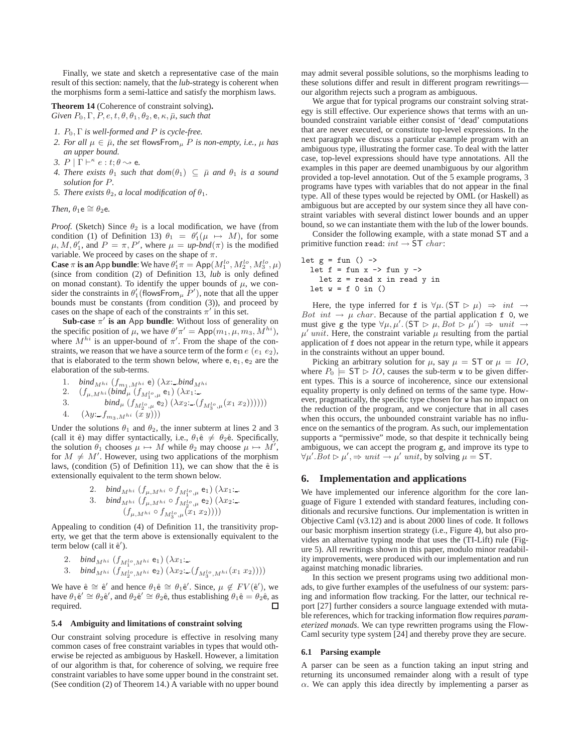Finally, we state and sketch a representative case of the main result of this section: namely, that the *lub*-strategy is coherent when the morphisms form a semi-lattice and satisfy the morphism laws.

**Theorem 14** (Coherence of constraint solving)**.** *Given $P_0, \Gamma, P, e, t, \theta, \theta_1, \theta_2, \mathsf{e}, \kappa, \bar{\mu}$, such that*

1. *$P_0, \Gamma$ is well-formed and $P$ is cycle-free.*
2. *For all $\mu \in \bar{\mu}$, the set $\mathsf{flowsFrom}_\mu\ P$ is non-empty, i.e., $\mu$ has an upper bound.*
3. *$P \mid \Gamma \vdash^\kappa e : t; \theta \rightsquigarrow \mathsf{e}$.*
4. *There exists $\theta_1$ such that $dom(\theta_1) \subseteq \bar{\mu}$ and $\theta_1$ is a sound solution for $P$.*
5. *There exists $\theta_2$, a local modification of $\theta_1$.*

*Then, $\theta_1 \mathsf{e} \cong \theta_2 \mathsf{e}$.*

*Proof.* (Sketch) Since $\theta_2$ is a local modification, we have (from condition (1) of Definition 13) $\theta_1 = \theta_1'(\mu \mapsto M)$, for some $\mu, M, \theta_1'$, and $P = \pi, P'$, where $\mu = \textit{up-bnd}(\pi)$ is the modified variable. We proceed by cases on the shape of $\pi$.

**Case $\pi$ is an $\mathsf{App}$ bundle**: We have $\theta_1'\pi = \mathsf{App}(M_1^{lo}, M_2^{lo}, M_3^{lo}, \mu)$ (since from condition (2) of Definition 13, *lub* is only defined on monad constant). To identify the upper bounds of $\mu$, we consider the constraints in $\theta_1'(\mathsf{flowsFrom}_\mu\ P')$, note that all the upper bounds must be constants (from condition (3)), and proceed by cases on the shape of each of the constraints $\pi'$ in this set.

**Sub-case $\pi'$ is an $\mathsf{App}$ bundle**: Without loss of generality on the specific position of $\mu$, we have $\theta'\pi' = \mathsf{App}(m_1, \mu, m_3, M^{hi})$, where $M^{hi}$ is an upper-bound of $\pi'$. From the shape of the constraints, we reason that we have a source term of the form $e\ (e_1\ e_2)$, that is elaborated to the term shown below, where $\mathsf{e}, \mathsf{e}_1, \mathsf{e}_2$ are the elaboration of the sub-terms.

$$
\begin{array}{ll}
1. & \textit{bind}_{M^{hi}}\ (f_{m_1,M^{hi}}\ \mathsf{e})\ (\lambda x{:}\_.\textit{bind}_{M^{hi}} \\
2. & \quad (f_{\mu,M^{hi}}(\textit{bind}_\mu\ (f_{M_1^{lo},\mu}\ \mathsf{e}_1)\ (\lambda x_1{:}\_. \\
3. & \qquad \textit{bind}_\mu\ (f_{M_2^{lo},\mu}\ \mathsf{e}_2)\ (\lambda x_2{:}\_.(f_{M_3^{lo},\mu}(x_1\ x_2)))))) \\
4. & \quad (\lambda y{:}\_.f_{m_3,M^{hi}}\ (x\ y)))
\end{array}
$$

Under the solutions $\theta_1$ and $\theta_2$, the inner subterm at lines 2 and 3 (call it $\hat{\mathsf{e}}$) may differ syntactically, i.e., $\theta_1\hat{\mathsf{e}} \neq \theta_2\hat{\mathsf{e}}$. Specifically, the solution $\theta_1$ chooses $\mu \mapsto M$ while $\theta_2$ may choose $\mu \mapsto M'$, for $M \neq M'$. However, using two applications of the morphism laws, (condition (5) of Definition 11), we can show that the $\hat{\mathsf{e}}$ is extensionally equivalent to the term shown below.

$$
\begin{array}{ll}
2. & \textit{bind}_{M^{hi}}\ (f_{\mu,M^{hi}} \circ f_{M_1^{lo},\mu}\ \mathsf{e}_1)\ (\lambda x_1{:}\_. \\
3. & \textit{bind}_{M^{hi}}\ (f_{\mu,M^{hi}} \circ f_{M_2^{lo},\mu}\ \mathsf{e}_2)\ (\lambda x_2{:}\_. \\
 & \quad (f_{\mu,M^{hi}} \circ f_{M_3^{lo},\mu}(x_1\ x_2))))
\end{array}
$$

Appealing to condition (4) of Definition 11, the transitivity property, we get that the term above is extensionally equivalent to the term below (call it $\hat{\mathsf{e}}'$).

$$
\begin{array}{ll}
2. & \textit{bind}_{M^{hi}}\ (f_{M_1^{lo},M^{hi}}\ \mathsf{e}_1)\ (\lambda x_1{:}\_. \\
3. & \textit{bind}_{M^{hi}}\ (f_{M_2^{lo},M^{hi}}\ \mathsf{e}_2)\ (\lambda x_2{:}\_.(f_{M_3^{lo},M^{hi}}(x_1\ x_2))))
\end{array}
$$

We have $\hat{\mathsf{e}} \cong \hat{\mathsf{e}}'$ and hence $\theta_1\hat{\mathsf{e}} \cong \theta_1\hat{\mathsf{e}}'$. Since, $\mu \notin FV(\hat{\mathsf{e}}')$, we have $\theta_1\hat{\mathsf{e}}' \cong \theta_2\hat{\mathsf{e}}'$, and $\theta_2\hat{\mathsf{e}}' \cong \theta_2\hat{\mathsf{e}}$, thus establishing $\theta_1\hat{\mathsf{e}} = \theta_2\hat{\mathsf{e}}$, as required. ☐

### 5.4 Ambiguity and limitations of constraint solving

Our constraint solving procedure is effective in resolving many common cases of free constraint variables in types that would otherwise be rejected as ambiguous by Haskell. However, a limitation of our algorithm is that, for coherence of solving, we require free constraint variables to have some upper bound in the constraint set. (See condition (2) of Theorem 14.) A variable with no upper bound may admit several possible solutions, so the morphisms leading to these solutions differ and result in different program rewritings—our algorithm rejects such a program as ambiguous.

We argue that for typical programs our constraint solving strategy is still effective. Our experience shows that terms with an unbounded constraint variable either consist of 'dead' computations that are never executed, or constitute top-level expressions. In the next paragraph we discuss a particular example program with an ambiguous type, illustrating the former case. To deal with the latter case, top-level expressions should have type annotations. All the examples in this paper are deemed unambiguous by our algorithm provided a top-level annotation. Out of the 5 example programs, 3 programs have types with variables that do not appear in the final type. All of these types would be rejected by OML (or Haskell) as ambiguous but are accepted by our system since they all have constraint variables with several distinct lower bounds and an upper bound, so we can instantiate them with the lub of the lower bounds.

Consider the following example, with a state monad $\mathsf{ST}$ and a primitive function `read`: $int \rightarrow \mathsf{ST}\ char$:

```
let g = fun () ->
  let f = fun x -> fun y ->
    let z = read x in read y in
  let w = f 0 in ()
```

Here, the type inferred for `f` is $\forall\mu.\,(\mathsf{ST} \rhd \mu) \Rightarrow int \rightarrow Bot\ int \rightarrow \mu\ char$. Because of the partial application `f 0`, we must give `g` the type $\forall\mu,\mu'.\,(\mathsf{ST} \rhd \mu, Bot \rhd \mu') \Rightarrow unit \rightarrow \mu'\ unit$. Here, the constraint variable $\mu$ resulting from the partial application of `f` does not appear in the return type, while it appears in the constraints without an upper bound.

Picking an arbitrary solution for $\mu$, say $\mu = \mathsf{ST}$ or $\mu = IO$, where $P_0 \models \mathsf{ST} \rhd IO$, causes the sub-term `w` to be given different types. This is a source of incoherence, since our extensional equality property is only defined on terms of the same type. However, pragmatically, the specific type chosen for `w` has no impact on the reduction of the program, and we conjecture that in all cases when this occurs, the unbounded constraint variable has no influence on the semantics of the program. As such, our implementation supports a "permissive" mode, so that despite it technically being ambiguous, we can accept the program `g`, and improve its type to $\forall\mu'.Bot \rhd \mu', \Rightarrow unit \rightarrow \mu'\ unit$, by solving $\mu = \mathsf{ST}$.

## 6. Implementation and applications

We have implemented our inference algorithm for the core language of Figure 1 extended with standard features, including conditionals and recursive functions. Our implementation is written in Objective Caml (v3.12) and is about 2000 lines of code. It follows our basic morphism insertion strategy (i.e., Figure 4), but also provides an alternative typing mode that uses the (TI-Lift) rule (Figure 5). All rewritings shown in this paper, modulo minor readability improvements, were produced with our implementation and run against matching monadic libraries.

In this section we present programs using two additional monads, to give further examples of the usefulness of our system: parsing and information flow tracking. For the latter, our technical report [27] further considers a source language extended with mutable references, which for tracking information flow requires *parameterized monads*. We can type rewritten programs using the FlowCaml security type system [24] and thereby prove they are secure.

### 6.1 Parsing example

A parser can be seen as a function taking an input string and returning its unconsumed remainder along with a result of type $\alpha$. We can apply this idea directly by implementing a parser as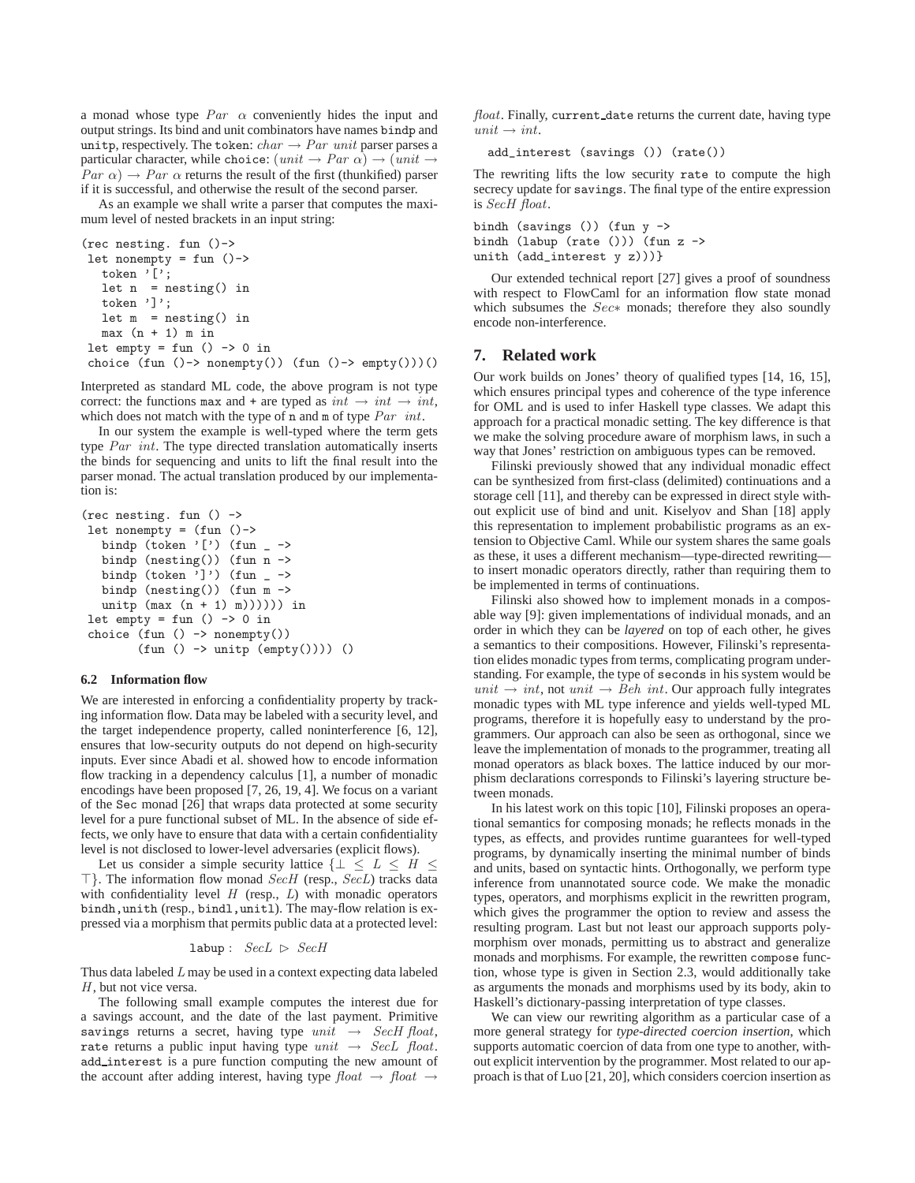a monad whose type $Par\ \ \alpha$ conveniently hides the input and output strings. Its bind and unit combinators have names `bindp` and `unitp`, respectively. The `token`: $char \rightarrow Par\ unit$ parser parses a particular character, while `choice`: $(unit \rightarrow Par\ \alpha) \rightarrow (unit \rightarrow Par\ \alpha) \rightarrow Par\ \alpha$ returns the result of the first (thunkified) parser if it is successful, and otherwise the result of the second parser.

As an example we shall write a parser that computes the maximum level of nested brackets in an input string:

```
(rec nesting. fun ()->
 let nonempty = fun ()->
   token '[';
   let n  = nesting() in
   token ']';
   let m  = nesting() in
   max (n + 1) m in
 let empty = fun () -> 0 in
 choice (fun ()-> nonempty()) (fun ()-> empty()))()
```

Interpreted as standard ML code, the above program is not type correct: the functions `max` and `+` are typed as $int \rightarrow int \rightarrow int$, which does not match with the type of `n` and `m` of type $Par\ \ int$.

In our system the example is well-typed where the term gets type $Par\ \ int$. The type directed translation automatically inserts the binds for sequencing and units to lift the final result into the parser monad. The actual translation produced by our implementation is:

```
(rec nesting. fun () ->
 let nonempty = (fun ()->
   bindp (token '[') (fun _ ->
   bindp (nesting()) (fun n ->
   bindp (token ']') (fun _ ->
   bindp (nesting()) (fun m ->
   unitp (max (n + 1) m)))))) in
 let empty = fun () -> 0 in
 choice (fun () -> nonempty())
        (fun () -> unitp (empty()))) ()
```

### 6.2 Information flow

We are interested in enforcing a confidentiality property by tracking information flow. Data may be labeled with a security level, and the target independence property, called noninterference [6, 12], ensures that low-security outputs do not depend on high-security inputs. Ever since Abadi et al. showed how to encode information flow tracking in a dependency calculus [1], a number of monadic encodings have been proposed [7, 26, 19, 4]. We focus on a variant of the `Sec` monad [26] that wraps data protected at some security level for a pure functional subset of ML. In the absence of side effects, we only have to ensure that data with a certain confidentiality level is not disclosed to lower-level adversaries (explicit flows).

Let us consider a simple security lattice $\{\bot \leq L \leq H \leq \top\}$. The information flow monad $SecH$ (resp., $SecL$) tracks data with confidentiality level $H$ (resp., $L$) with monadic operators `bindh`,`unith` (resp., `bindl`,`unitl`). The may-flow relation is expressed via a morphism that permits public data at a protected level:

$$\texttt{labup}:\ \ SecL\ \rhd\ SecH$$

Thus data labeled $L$ may be used in a context expecting data labeled $H$, but not vice versa.

The following small example computes the interest due for a savings account, and the date of the last payment. Primitive `savings` returns a secret, having type $unit \rightarrow SecH\ float$, `rate` returns a public input having type $unit \rightarrow SecL\ float$. `add_interest` is a pure function computing the new amount of the account after adding interest, having type $float \rightarrow float \rightarrow float$. Finally, `current_date` returns the current date, having type $unit \rightarrow int$.

```
add_interest (savings ()) (rate())
```

The rewriting lifts the low security `rate` to compute the high secrecy update for `savings`. The final type of the entire expression is $SecH\ float$.

```
bindh (savings ()) (fun y ->
bindh (labup (rate ())) (fun z ->
unith (add_interest y z)))}
```

Our extended technical report [27] gives a proof of soundness with respect to FlowCaml for an information flow state monad which subsumes the $Sec*$ monads; therefore they also soundly encode non-interference.

## 7. Related work

Our work builds on Jones' theory of qualified types [14, 16, 15], which ensures principal types and coherence of the type inference for OML and is used to infer Haskell type classes. We adapt this approach for a practical monadic setting. The key difference is that we make the solving procedure aware of morphism laws, in such a way that Jones' restriction on ambiguous types can be removed.

Filinski previously showed that any individual monadic effect can be synthesized from first-class (delimited) continuations and a storage cell [11], and thereby can be expressed in direct style without explicit use of bind and unit. Kiselyov and Shan [18] apply this representation to implement probabilistic programs as an extension to Objective Caml. While our system shares the same goals as these, it uses a different mechanism—type-directed rewriting—to insert monadic operators directly, rather than requiring them to be implemented in terms of continuations.

Filinski also showed how to implement monads in a composable way [9]: given implementations of individual monads, and an order in which they can be *layered* on top of each other, he gives a semantics to their compositions. However, Filinski's representation elides monadic types from terms, complicating program understanding. For example, the type of `seconds` in his system would be $unit \rightarrow int$, not $unit \rightarrow Beh\ int$. Our approach fully integrates monadic types with ML type inference and yields well-typed ML programs, therefore it is hopefully easy to understand by the programmers. Our approach can also be seen as orthogonal, since we leave the implementation of monads to the programmer, treating all monad operators as black boxes. The lattice induced by our morphism declarations corresponds to Filinski's layering structure between monads.

In his latest work on this topic [10], Filinski proposes an operational semantics for composing monads; he reflects monads in the types, as effects, and provides runtime guarantees for well-typed programs, by dynamically inserting the minimal number of binds and units, based on syntactic hints. Orthogonally, we perform type inference from unannotated source code. We make the monadic types, operators, and morphisms explicit in the rewritten program, which gives the programmer the option to review and assess the resulting program. Last but not least our approach supports polymorphism over monads, permitting us to abstract and generalize monads and morphisms. For example, the rewritten `compose` function, whose type is given in Section 2.3, would additionally take as arguments the monads and morphisms used by its body, akin to Haskell's dictionary-passing interpretation of type classes.

We can view our rewriting algorithm as a particular case of a more general strategy for *type-directed coercion insertion*, which supports automatic coercion of data from one type to another, without explicit intervention by the programmer. Most related to our approach is that of Luo [21, 20], which considers coercion insertion as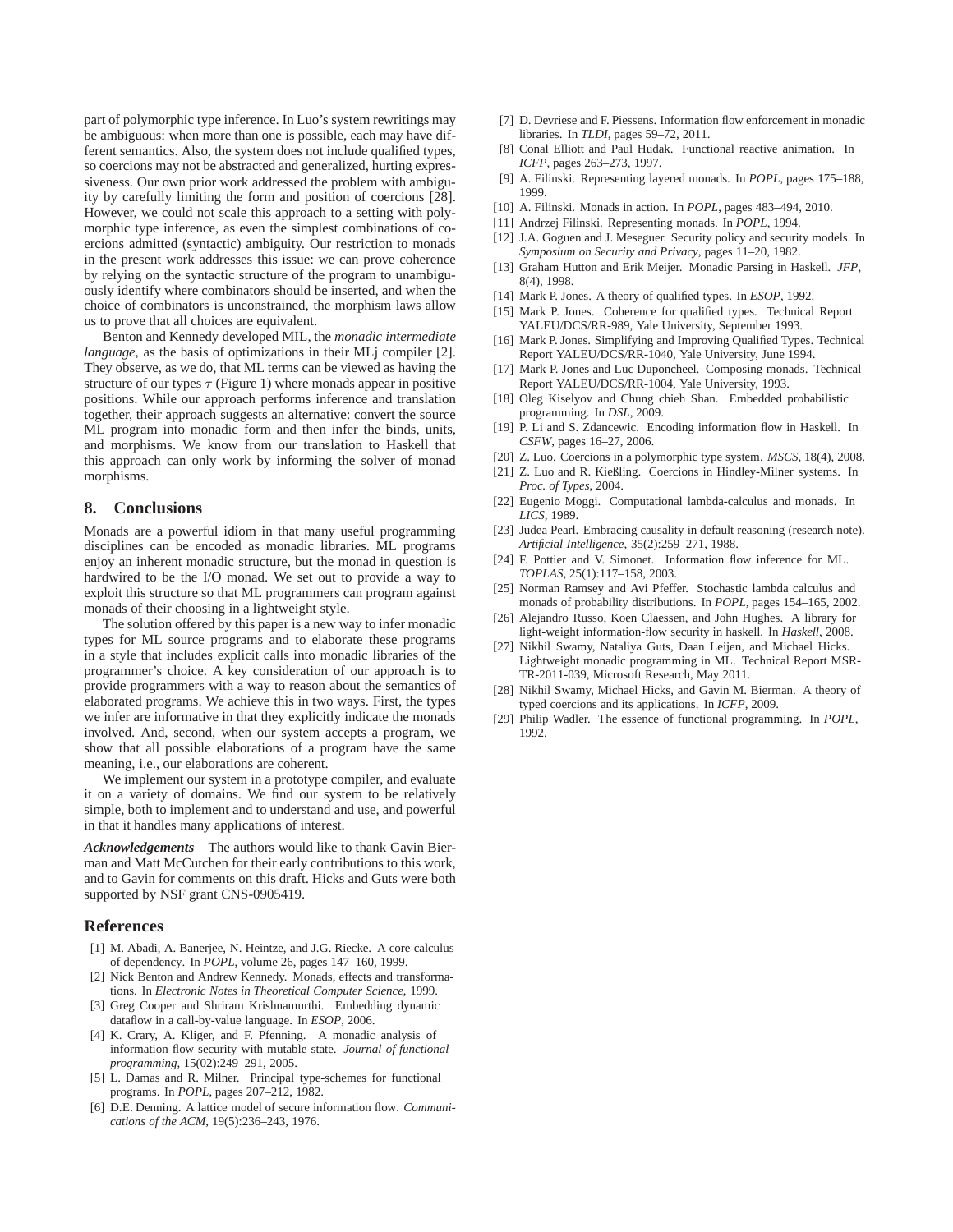part of polymorphic type inference. In Luo's system rewritings may be ambiguous: when more than one is possible, each may have different semantics. Also, the system does not include qualified types, so coercions may not be abstracted and generalized, hurting expressiveness. Our own prior work addressed the problem with ambiguity by carefully limiting the form and position of coercions [28]. However, we could not scale this approach to a setting with polymorphic type inference, as even the simplest combinations of coercions admitted (syntactic) ambiguity. Our restriction to monads in the present work addresses this issue: we can prove coherence by relying on the syntactic structure of the program to unambiguously identify where combinators should be inserted, and when the choice of combinators is unconstrained, the morphism laws allow us to prove that all choices are equivalent.

Benton and Kennedy developed MIL, the *monadic intermediate language*, as the basis of optimizations in their MLj compiler [2]. They observe, as we do, that ML terms can be viewed as having the structure of our types $\tau$ (Figure 1) where monads appear in positive positions. While our approach performs inference and translation together, their approach suggests an alternative: convert the source ML program into monadic form and then infer the binds, units, and morphisms. We know from our translation to Haskell that this approach can only work by informing the solver of monad morphisms.

## 8. Conclusions

Monads are a powerful idiom in that many useful programming disciplines can be encoded as monadic libraries. ML programs enjoy an inherent monadic structure, but the monad in question is hardwired to be the I/O monad. We set out to provide a way to exploit this structure so that ML programmers can program against monads of their choosing in a lightweight style.

The solution offered by this paper is a new way to infer monadic types for ML source programs and to elaborate these programs in a style that includes explicit calls into monadic libraries of the programmer's choice. A key consideration of our approach is to provide programmers with a way to reason about the semantics of elaborated programs. We achieve this in two ways. First, the types we infer are informative in that they explicitly indicate the monads involved. And, second, when our system accepts a program, we show that all possible elaborations of a program have the same meaning, i.e., our elaborations are coherent.

We implement our system in a prototype compiler, and evaluate it on a variety of domains. We find our system to be relatively simple, both to implement and to understand and use, and powerful in that it handles many applications of interest.

***Acknowledgements*** The authors would like to thank Gavin Bierman and Matt McCutchen for their early contributions to this work, and to Gavin for comments on this draft. Hicks and Guts were both supported by NSF grant CNS-0905419.

## References

[1] M. Abadi, A. Banerjee, N. Heintze, and J.G. Riecke. A core calculus of dependency. In *POPL*, volume 26, pages 147–160, 1999.

[2] Nick Benton and Andrew Kennedy. Monads, effects and transformations. In *Electronic Notes in Theoretical Computer Science*, 1999.

[3] Greg Cooper and Shriram Krishnamurthi. Embedding dynamic dataflow in a call-by-value language. In *ESOP*, 2006.

[4] K. Crary, A. Kliger, and F. Pfenning. A monadic analysis of information flow security with mutable state. *Journal of functional programming*, 15(02):249–291, 2005.

[5] L. Damas and R. Milner. Principal type-schemes for functional programs. In *POPL*, pages 207–212, 1982.

[6] D.E. Denning. A lattice model of secure information flow. *Communications of the ACM*, 19(5):236–243, 1976.

[7] D. Devriese and F. Piessens. Information flow enforcement in monadic libraries. In *TLDI*, pages 59–72, 2011.

[8] Conal Elliott and Paul Hudak. Functional reactive animation. In *ICFP*, pages 263–273, 1997.

[9] A. Filinski. Representing layered monads. In *POPL*, pages 175–188, 1999.

[10] A. Filinski. Monads in action. In *POPL*, pages 483–494, 2010.

[11] Andrzej Filinski. Representing monads. In *POPL*, 1994.

[12] J.A. Goguen and J. Meseguer. Security policy and security models. In *Symposium on Security and Privacy*, pages 11–20, 1982.

[13] Graham Hutton and Erik Meijer. Monadic Parsing in Haskell. *JFP*, 8(4), 1998.

[14] Mark P. Jones. A theory of qualified types. In *ESOP*, 1992.

[15] Mark P. Jones. Coherence for qualified types. Technical Report YALEU/DCS/RR-989, Yale University, September 1993.

[16] Mark P. Jones. Simplifying and Improving Qualified Types. Technical Report YALEU/DCS/RR-1040, Yale University, June 1994.

[17] Mark P. Jones and Luc Duponcheel. Composing monads. Technical Report YALEU/DCS/RR-1004, Yale University, 1993.

[18] Oleg Kiselyov and Chung chieh Shan. Embedded probabilistic programming. In *DSL*, 2009.

[19] P. Li and S. Zdancewic. Encoding information flow in Haskell. In *CSFW*, pages 16–27, 2006.

[20] Z. Luo. Coercions in a polymorphic type system. *MSCS*, 18(4), 2008.

[21] Z. Luo and R. Kießling. Coercions in Hindley-Milner systems. In *Proc. of Types*, 2004.

[22] Eugenio Moggi. Computational lambda-calculus and monads. In *LICS*, 1989.

[23] Judea Pearl. Embracing causality in default reasoning (research note). *Artificial Intelligence*, 35(2):259–271, 1988.

[24] F. Pottier and V. Simonet. Information flow inference for ML. *TOPLAS*, 25(1):117–158, 2003.

[25] Norman Ramsey and Avi Pfeffer. Stochastic lambda calculus and monads of probability distributions. In *POPL*, pages 154–165, 2002.

[26] Alejandro Russo, Koen Claessen, and John Hughes. A library for light-weight information-flow security in haskell. In *Haskell*, 2008.

[27] Nikhil Swamy, Nataliya Guts, Daan Leijen, and Michael Hicks. Lightweight monadic programming in ML. Technical Report MSR-TR-2011-039, Microsoft Research, May 2011.

[28] Nikhil Swamy, Michael Hicks, and Gavin M. Bierman. A theory of typed coercions and its applications. In *ICFP*, 2009.

[29] Philip Wadler. The essence of functional programming. In *POPL*, 1992.